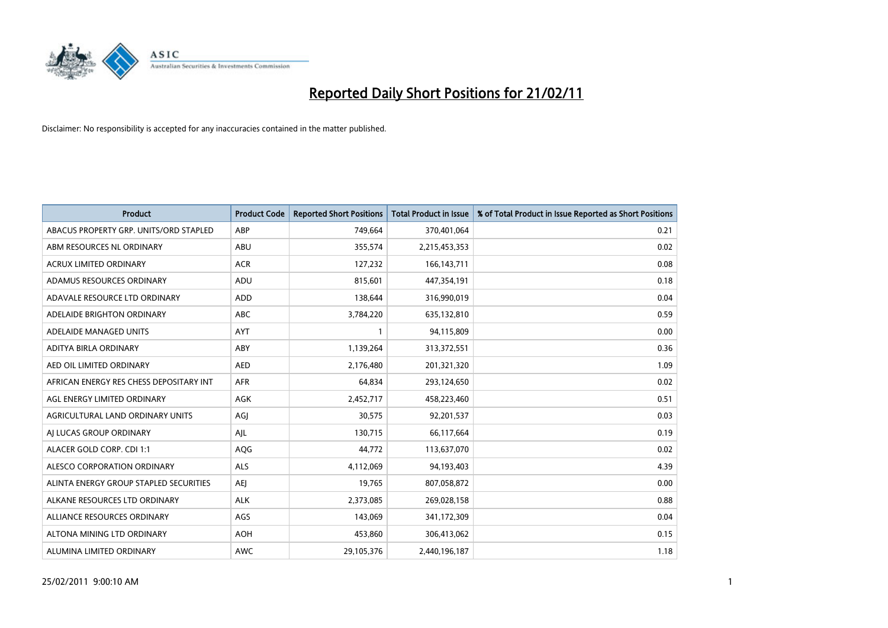# Reported Daily Short Positions for 21/02/11

Disclaimer: No responsibility is accepted for any inaccuracies contained in the matter published.

| Product | Product Code | Reported Short Positions | Total Product in Issue | % of Total Product in Issue Reported as Short Positions |
|---|---|---|---|---|
| ABACUS PROPERTY GRP. UNITS/ORD STAPLED | ABP | 749,664 | 370,401,064 | 0.21 |
| ABM RESOURCES NL ORDINARY | ABU | 355,574 | 2,215,453,353 | 0.02 |
| ACRUX LIMITED ORDINARY | ACR | 127,232 | 166,143,711 | 0.08 |
| ADAMUS RESOURCES ORDINARY | ADU | 815,601 | 447,354,191 | 0.18 |
| ADAVALE RESOURCE LTD ORDINARY | ADD | 138,644 | 316,990,019 | 0.04 |
| ADELAIDE BRIGHTON ORDINARY | ABC | 3,784,220 | 635,132,810 | 0.59 |
| ADELAIDE MANAGED UNITS | AYT | 1 | 94,115,809 | 0.00 |
| ADITYA BIRLA ORDINARY | ABY | 1,139,264 | 313,372,551 | 0.36 |
| AED OIL LIMITED ORDINARY | AED | 2,176,480 | 201,321,320 | 1.09 |
| AFRICAN ENERGY RES CHESS DEPOSITARY INT | AFR | 64,834 | 293,124,650 | 0.02 |
| AGL ENERGY LIMITED ORDINARY | AGK | 2,452,717 | 458,223,460 | 0.51 |
| AGRICULTURAL LAND ORDINARY UNITS | AGJ | 30,575 | 92,201,537 | 0.03 |
| AJ LUCAS GROUP ORDINARY | AJL | 130,715 | 66,117,664 | 0.19 |
| ALACER GOLD CORP. CDI 1:1 | AQG | 44,772 | 113,637,070 | 0.02 |
| ALESCO CORPORATION ORDINARY | ALS | 4,112,069 | 94,193,403 | 4.39 |
| ALINTA ENERGY GROUP STAPLED SECURITIES | AEJ | 19,765 | 807,058,872 | 0.00 |
| ALKANE RESOURCES LTD ORDINARY | ALK | 2,373,085 | 269,028,158 | 0.88 |
| ALLIANCE RESOURCES ORDINARY | AGS | 143,069 | 341,172,309 | 0.04 |
| ALTONA MINING LTD ORDINARY | AOH | 453,860 | 306,413,062 | 0.15 |
| ALUMINA LIMITED ORDINARY | AWC | 29,105,376 | 2,440,196,187 | 1.18 |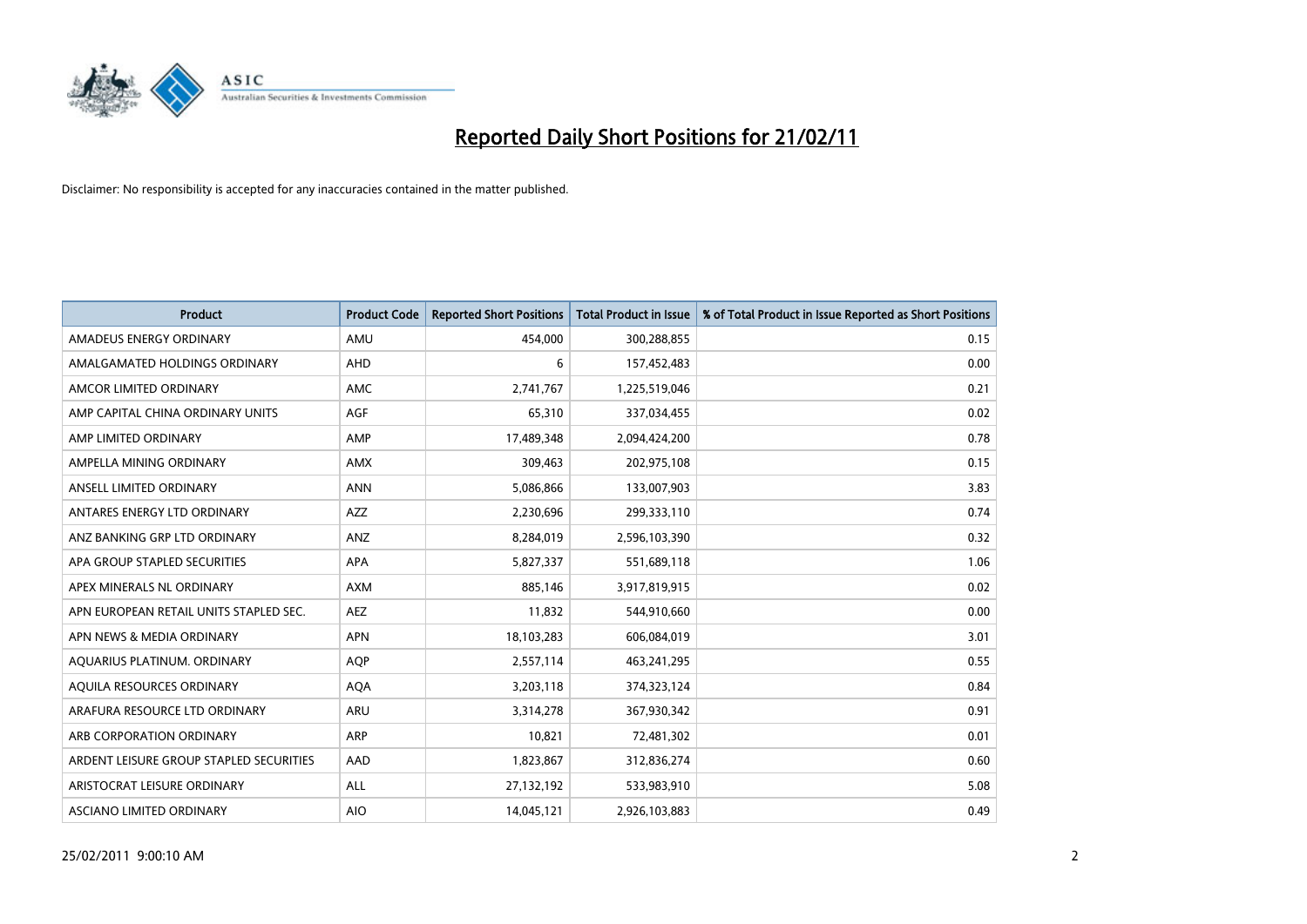# Reported Daily Short Positions for 21/02/11

Disclaimer: No responsibility is accepted for any inaccuracies contained in the matter published.

| Product | Product Code | Reported Short Positions | Total Product in Issue | % of Total Product in Issue Reported as Short Positions |
|---|---|---|---|---|
| AMADEUS ENERGY ORDINARY | AMU | 454,000 | 300,288,855 | 0.15 |
| AMALGAMATED HOLDINGS ORDINARY | AHD | 6 | 157,452,483 | 0.00 |
| AMCOR LIMITED ORDINARY | AMC | 2,741,767 | 1,225,519,046 | 0.21 |
| AMP CAPITAL CHINA ORDINARY UNITS | AGF | 65,310 | 337,034,455 | 0.02 |
| AMP LIMITED ORDINARY | AMP | 17,489,348 | 2,094,424,200 | 0.78 |
| AMPELLA MINING ORDINARY | AMX | 309,463 | 202,975,108 | 0.15 |
| ANSELL LIMITED ORDINARY | ANN | 5,086,866 | 133,007,903 | 3.83 |
| ANTARES ENERGY LTD ORDINARY | AZZ | 2,230,696 | 299,333,110 | 0.74 |
| ANZ BANKING GRP LTD ORDINARY | ANZ | 8,284,019 | 2,596,103,390 | 0.32 |
| APA GROUP STAPLED SECURITIES | APA | 5,827,337 | 551,689,118 | 1.06 |
| APEX MINERALS NL ORDINARY | AXM | 885,146 | 3,917,819,915 | 0.02 |
| APN EUROPEAN RETAIL UNITS STAPLED SEC. | AEZ | 11,832 | 544,910,660 | 0.00 |
| APN NEWS & MEDIA ORDINARY | APN | 18,103,283 | 606,084,019 | 3.01 |
| AQUARIUS PLATINUM. ORDINARY | AQP | 2,557,114 | 463,241,295 | 0.55 |
| AQUILA RESOURCES ORDINARY | AQA | 3,203,118 | 374,323,124 | 0.84 |
| ARAFURA RESOURCE LTD ORDINARY | ARU | 3,314,278 | 367,930,342 | 0.91 |
| ARB CORPORATION ORDINARY | ARP | 10,821 | 72,481,302 | 0.01 |
| ARDENT LEISURE GROUP STAPLED SECURITIES | AAD | 1,823,867 | 312,836,274 | 0.60 |
| ARISTOCRAT LEISURE ORDINARY | ALL | 27,132,192 | 533,983,910 | 5.08 |
| ASCIANO LIMITED ORDINARY | AIO | 14,045,121 | 2,926,103,883 | 0.49 |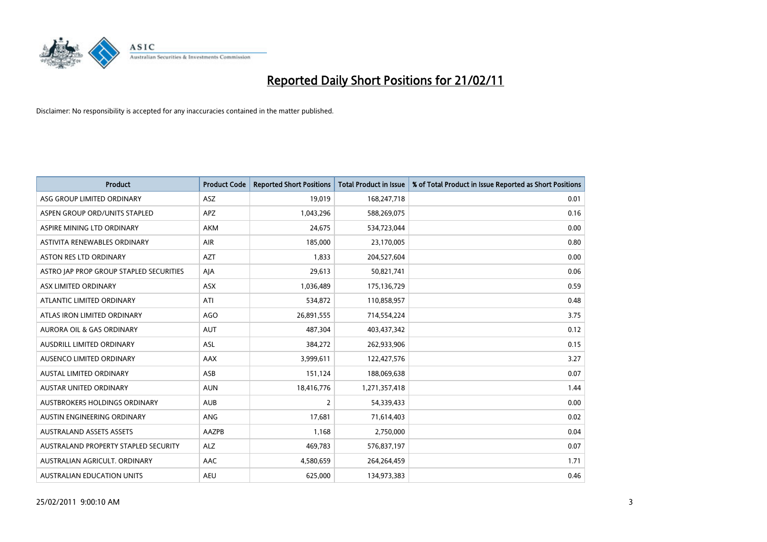# Reported Daily Short Positions for 21/02/11

Disclaimer: No responsibility is accepted for any inaccuracies contained in the matter published.

| Product | Product Code | Reported Short Positions | Total Product in Issue | % of Total Product in Issue Reported as Short Positions |
|---|---|---|---|---|
| ASG GROUP LIMITED ORDINARY | ASZ | 19,019 | 168,247,718 | 0.01 |
| ASPEN GROUP ORD/UNITS STAPLED | APZ | 1,043,296 | 588,269,075 | 0.16 |
| ASPIRE MINING LTD ORDINARY | AKM | 24,675 | 534,723,044 | 0.00 |
| ASTIVITA RENEWABLES ORDINARY | AIR | 185,000 | 23,170,005 | 0.80 |
| ASTON RES LTD ORDINARY | AZT | 1,833 | 204,527,604 | 0.00 |
| ASTRO JAP PROP GROUP STAPLED SECURITIES | AJA | 29,613 | 50,821,741 | 0.06 |
| ASX LIMITED ORDINARY | ASX | 1,036,489 | 175,136,729 | 0.59 |
| ATLANTIC LIMITED ORDINARY | ATI | 534,872 | 110,858,957 | 0.48 |
| ATLAS IRON LIMITED ORDINARY | AGO | 26,891,555 | 714,554,224 | 3.75 |
| AURORA OIL & GAS ORDINARY | AUT | 487,304 | 403,437,342 | 0.12 |
| AUSDRILL LIMITED ORDINARY | ASL | 384,272 | 262,933,906 | 0.15 |
| AUSENCO LIMITED ORDINARY | AAX | 3,999,611 | 122,427,576 | 3.27 |
| AUSTAL LIMITED ORDINARY | ASB | 151,124 | 188,069,638 | 0.07 |
| AUSTAR UNITED ORDINARY | AUN | 18,416,776 | 1,271,357,418 | 1.44 |
| AUSTBROKERS HOLDINGS ORDINARY | AUB | 2 | 54,339,433 | 0.00 |
| AUSTIN ENGINEERING ORDINARY | ANG | 17,681 | 71,614,403 | 0.02 |
| AUSTRALAND ASSETS ASSETS | AAZPB | 1,168 | 2,750,000 | 0.04 |
| AUSTRALAND PROPERTY STAPLED SECURITY | ALZ | 469,783 | 576,837,197 | 0.07 |
| AUSTRALIAN AGRICULT. ORDINARY | AAC | 4,580,659 | 264,264,459 | 1.71 |
| AUSTRALIAN EDUCATION UNITS | AEU | 625,000 | 134,973,383 | 0.46 |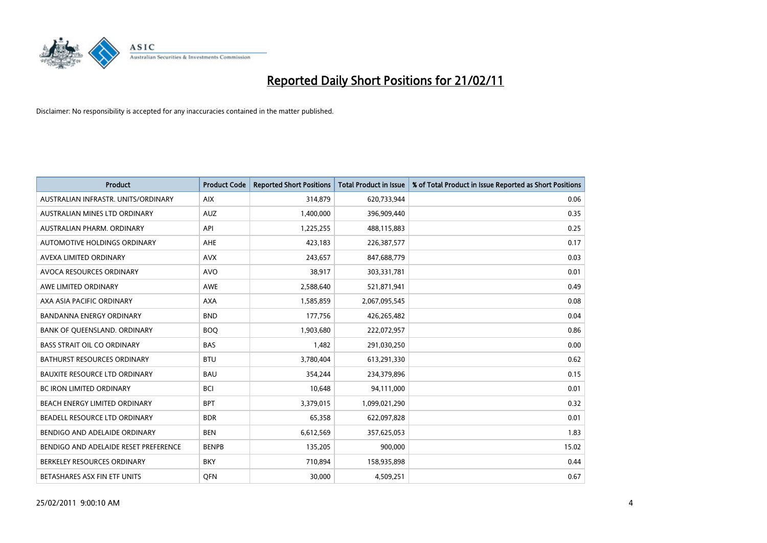# Reported Daily Short Positions for 21/02/11

Disclaimer: No responsibility is accepted for any inaccuracies contained in the matter published.

| Product | Product Code | Reported Short Positions | Total Product in Issue | % of Total Product in Issue Reported as Short Positions |
|---|---|---|---|---|
| AUSTRALIAN INFRASTR. UNITS/ORDINARY | AIX | 314,879 | 620,733,944 | 0.06 |
| AUSTRALIAN MINES LTD ORDINARY | AUZ | 1,400,000 | 396,909,440 | 0.35 |
| AUSTRALIAN PHARM. ORDINARY | API | 1,225,255 | 488,115,883 | 0.25 |
| AUTOMOTIVE HOLDINGS ORDINARY | AHE | 423,183 | 226,387,577 | 0.17 |
| AVEXA LIMITED ORDINARY | AVX | 243,657 | 847,688,779 | 0.03 |
| AVOCA RESOURCES ORDINARY | AVO | 38,917 | 303,331,781 | 0.01 |
| AWE LIMITED ORDINARY | AWE | 2,588,640 | 521,871,941 | 0.49 |
| AXA ASIA PACIFIC ORDINARY | AXA | 1,585,859 | 2,067,095,545 | 0.08 |
| BANDANNA ENERGY ORDINARY | BND | 177,756 | 426,265,482 | 0.04 |
| BANK OF QUEENSLAND. ORDINARY | BOQ | 1,903,680 | 222,072,957 | 0.86 |
| BASS STRAIT OIL CO ORDINARY | BAS | 1,482 | 291,030,250 | 0.00 |
| BATHURST RESOURCES ORDINARY | BTU | 3,780,404 | 613,291,330 | 0.62 |
| BAUXITE RESOURCE LTD ORDINARY | BAU | 354,244 | 234,379,896 | 0.15 |
| BC IRON LIMITED ORDINARY | BCI | 10,648 | 94,111,000 | 0.01 |
| BEACH ENERGY LIMITED ORDINARY | BPT | 3,379,015 | 1,099,021,290 | 0.32 |
| BEADELL RESOURCE LTD ORDINARY | BDR | 65,358 | 622,097,828 | 0.01 |
| BENDIGO AND ADELAIDE ORDINARY | BEN | 6,612,569 | 357,625,053 | 1.83 |
| BENDIGO AND ADELAIDE RESET PREFERENCE | BENPB | 135,205 | 900,000 | 15.02 |
| BERKELEY RESOURCES ORDINARY | BKY | 710,894 | 158,935,898 | 0.44 |
| BETASHARES ASX FIN ETF UNITS | QFN | 30,000 | 4,509,251 | 0.67 |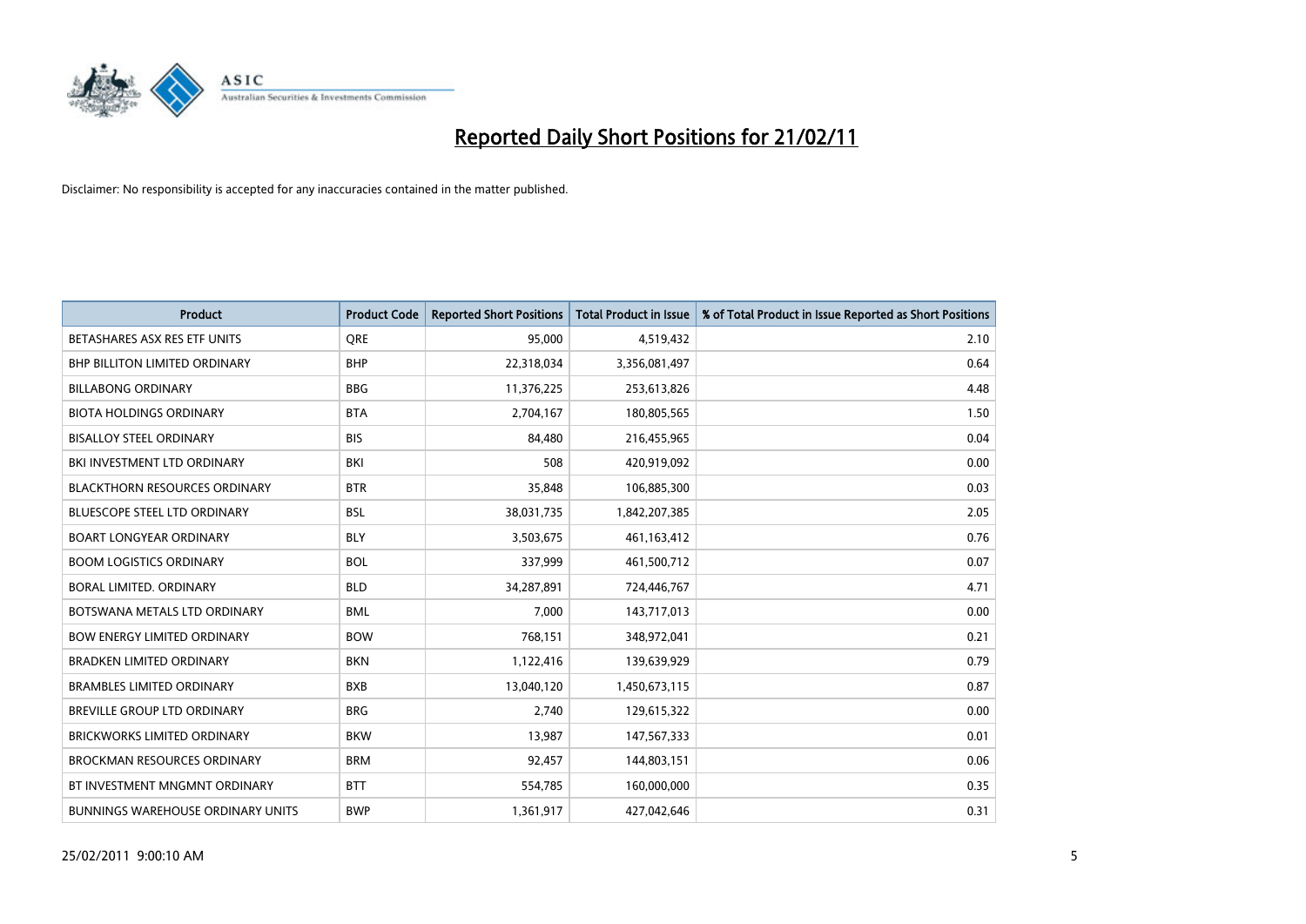# Reported Daily Short Positions for 21/02/11

Disclaimer: No responsibility is accepted for any inaccuracies contained in the matter published.

| Product | Product Code | Reported Short Positions | Total Product in Issue | % of Total Product in Issue Reported as Short Positions |
|---|---|---|---|---|
| BETASHARES ASX RES ETF UNITS | QRE | 95,000 | 4,519,432 | 2.10 |
| BHP BILLITON LIMITED ORDINARY | BHP | 22,318,034 | 3,356,081,497 | 0.64 |
| BILLABONG ORDINARY | BBG | 11,376,225 | 253,613,826 | 4.48 |
| BIOTA HOLDINGS ORDINARY | BTA | 2,704,167 | 180,805,565 | 1.50 |
| BISALLOY STEEL ORDINARY | BIS | 84,480 | 216,455,965 | 0.04 |
| BKI INVESTMENT LTD ORDINARY | BKI | 508 | 420,919,092 | 0.00 |
| BLACKTHORN RESOURCES ORDINARY | BTR | 35,848 | 106,885,300 | 0.03 |
| BLUESCOPE STEEL LTD ORDINARY | BSL | 38,031,735 | 1,842,207,385 | 2.05 |
| BOART LONGYEAR ORDINARY | BLY | 3,503,675 | 461,163,412 | 0.76 |
| BOOM LOGISTICS ORDINARY | BOL | 337,999 | 461,500,712 | 0.07 |
| BORAL LIMITED. ORDINARY | BLD | 34,287,891 | 724,446,767 | 4.71 |
| BOTSWANA METALS LTD ORDINARY | BML | 7,000 | 143,717,013 | 0.00 |
| BOW ENERGY LIMITED ORDINARY | BOW | 768,151 | 348,972,041 | 0.21 |
| BRADKEN LIMITED ORDINARY | BKN | 1,122,416 | 139,639,929 | 0.79 |
| BRAMBLES LIMITED ORDINARY | BXB | 13,040,120 | 1,450,673,115 | 0.87 |
| BREVILLE GROUP LTD ORDINARY | BRG | 2,740 | 129,615,322 | 0.00 |
| BRICKWORKS LIMITED ORDINARY | BKW | 13,987 | 147,567,333 | 0.01 |
| BROCKMAN RESOURCES ORDINARY | BRM | 92,457 | 144,803,151 | 0.06 |
| BT INVESTMENT MNGMNT ORDINARY | BTT | 554,785 | 160,000,000 | 0.35 |
| BUNNINGS WAREHOUSE ORDINARY UNITS | BWP | 1,361,917 | 427,042,646 | 0.31 |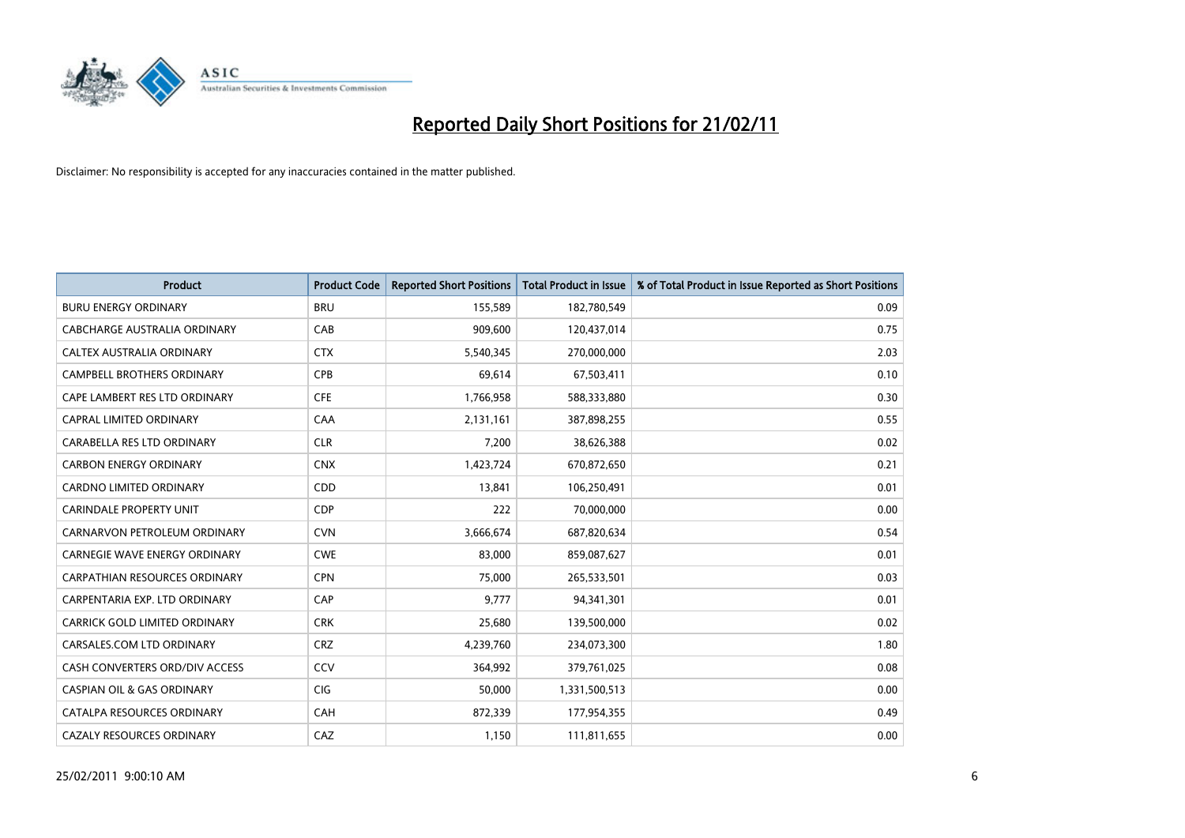# Reported Daily Short Positions for 21/02/11

Disclaimer: No responsibility is accepted for any inaccuracies contained in the matter published.

| Product | Product Code | Reported Short Positions | Total Product in Issue | % of Total Product in Issue Reported as Short Positions |
|---|---|---|---|---|
| BURU ENERGY ORDINARY | BRU | 155,589 | 182,780,549 | 0.09 |
| CABCHARGE AUSTRALIA ORDINARY | CAB | 909,600 | 120,437,014 | 0.75 |
| CALTEX AUSTRALIA ORDINARY | CTX | 5,540,345 | 270,000,000 | 2.03 |
| CAMPBELL BROTHERS ORDINARY | CPB | 69,614 | 67,503,411 | 0.10 |
| CAPE LAMBERT RES LTD ORDINARY | CFE | 1,766,958 | 588,333,880 | 0.30 |
| CAPRAL LIMITED ORDINARY | CAA | 2,131,161 | 387,898,255 | 0.55 |
| CARABELLA RES LTD ORDINARY | CLR | 7,200 | 38,626,388 | 0.02 |
| CARBON ENERGY ORDINARY | CNX | 1,423,724 | 670,872,650 | 0.21 |
| CARDNO LIMITED ORDINARY | CDD | 13,841 | 106,250,491 | 0.01 |
| CARINDALE PROPERTY UNIT | CDP | 222 | 70,000,000 | 0.00 |
| CARNARVON PETROLEUM ORDINARY | CVN | 3,666,674 | 687,820,634 | 0.54 |
| CARNEGIE WAVE ENERGY ORDINARY | CWE | 83,000 | 859,087,627 | 0.01 |
| CARPATHIAN RESOURCES ORDINARY | CPN | 75,000 | 265,533,501 | 0.03 |
| CARPENTARIA EXP. LTD ORDINARY | CAP | 9,777 | 94,341,301 | 0.01 |
| CARRICK GOLD LIMITED ORDINARY | CRK | 25,680 | 139,500,000 | 0.02 |
| CARSALES.COM LTD ORDINARY | CRZ | 4,239,760 | 234,073,300 | 1.80 |
| CASH CONVERTERS ORD/DIV ACCESS | CCV | 364,992 | 379,761,025 | 0.08 |
| CASPIAN OIL & GAS ORDINARY | CIG | 50,000 | 1,331,500,513 | 0.00 |
| CATALPA RESOURCES ORDINARY | CAH | 872,339 | 177,954,355 | 0.49 |
| CAZALY RESOURCES ORDINARY | CAZ | 1,150 | 111,811,655 | 0.00 |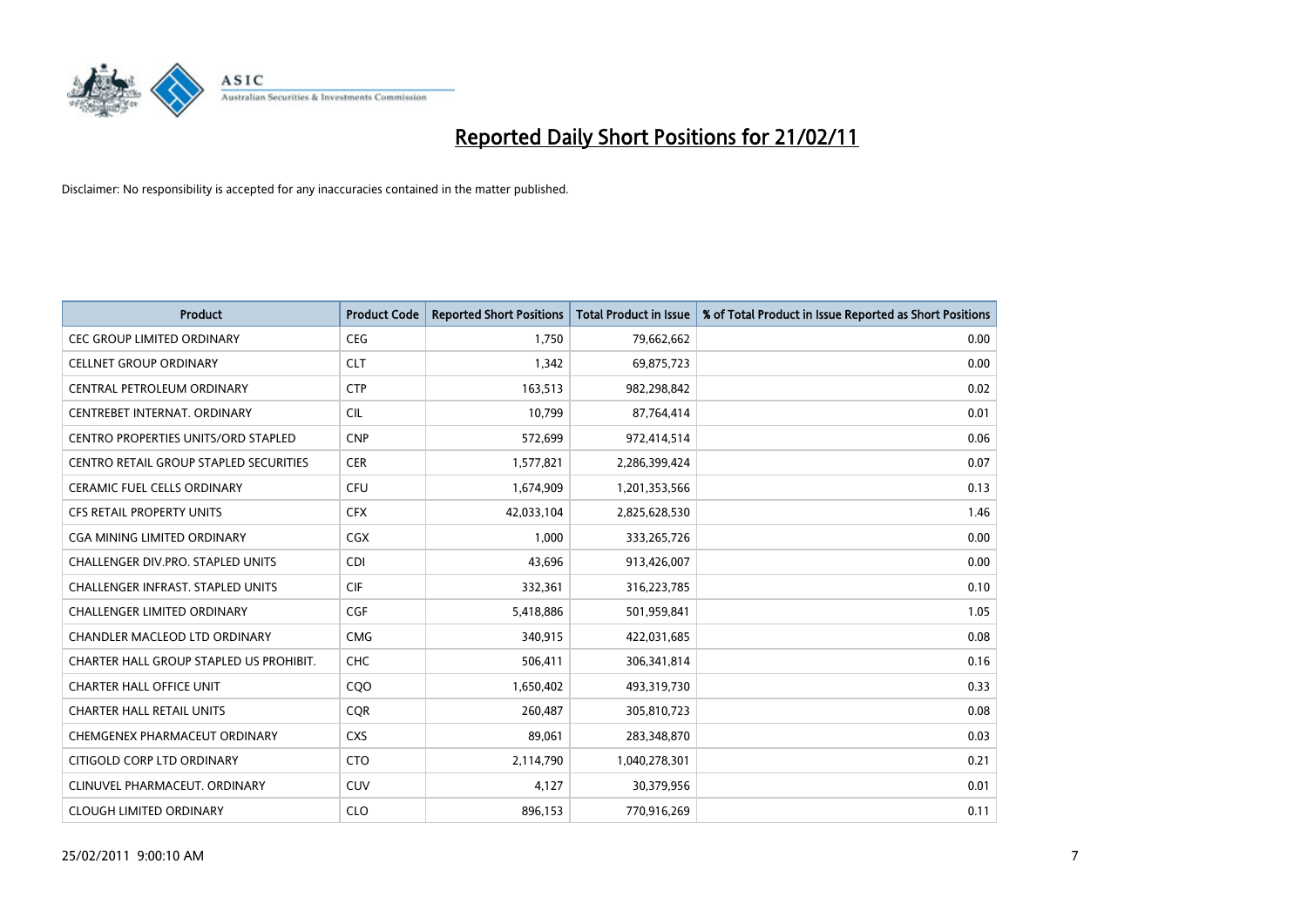# Reported Daily Short Positions for 21/02/11

Disclaimer: No responsibility is accepted for any inaccuracies contained in the matter published.

| Product | Product Code | Reported Short Positions | Total Product in Issue | % of Total Product in Issue Reported as Short Positions |
|---|---|---|---|---|
| CEC GROUP LIMITED ORDINARY | CEG | 1,750 | 79,662,662 | 0.00 |
| CELLNET GROUP ORDINARY | CLT | 1,342 | 69,875,723 | 0.00 |
| CENTRAL PETROLEUM ORDINARY | CTP | 163,513 | 982,298,842 | 0.02 |
| CENTREBET INTERNAT. ORDINARY | CIL | 10,799 | 87,764,414 | 0.01 |
| CENTRO PROPERTIES UNITS/ORD STAPLED | CNP | 572,699 | 972,414,514 | 0.06 |
| CENTRO RETAIL GROUP STAPLED SECURITIES | CER | 1,577,821 | 2,286,399,424 | 0.07 |
| CERAMIC FUEL CELLS ORDINARY | CFU | 1,674,909 | 1,201,353,566 | 0.13 |
| CFS RETAIL PROPERTY UNITS | CFX | 42,033,104 | 2,825,628,530 | 1.46 |
| CGA MINING LIMITED ORDINARY | CGX | 1,000 | 333,265,726 | 0.00 |
| CHALLENGER DIV.PRO. STAPLED UNITS | CDI | 43,696 | 913,426,007 | 0.00 |
| CHALLENGER INFRAST. STAPLED UNITS | CIF | 332,361 | 316,223,785 | 0.10 |
| CHALLENGER LIMITED ORDINARY | CGF | 5,418,886 | 501,959,841 | 1.05 |
| CHANDLER MACLEOD LTD ORDINARY | CMG | 340,915 | 422,031,685 | 0.08 |
| CHARTER HALL GROUP STAPLED US PROHIBIT. | CHC | 506,411 | 306,341,814 | 0.16 |
| CHARTER HALL OFFICE UNIT | CQO | 1,650,402 | 493,319,730 | 0.33 |
| CHARTER HALL RETAIL UNITS | CQR | 260,487 | 305,810,723 | 0.08 |
| CHEMGENEX PHARMACEUT ORDINARY | CXS | 89,061 | 283,348,870 | 0.03 |
| CITIGOLD CORP LTD ORDINARY | CTO | 2,114,790 | 1,040,278,301 | 0.21 |
| CLINUVEL PHARMACEUT. ORDINARY | CUV | 4,127 | 30,379,956 | 0.01 |
| CLOUGH LIMITED ORDINARY | CLO | 896,153 | 770,916,269 | 0.11 |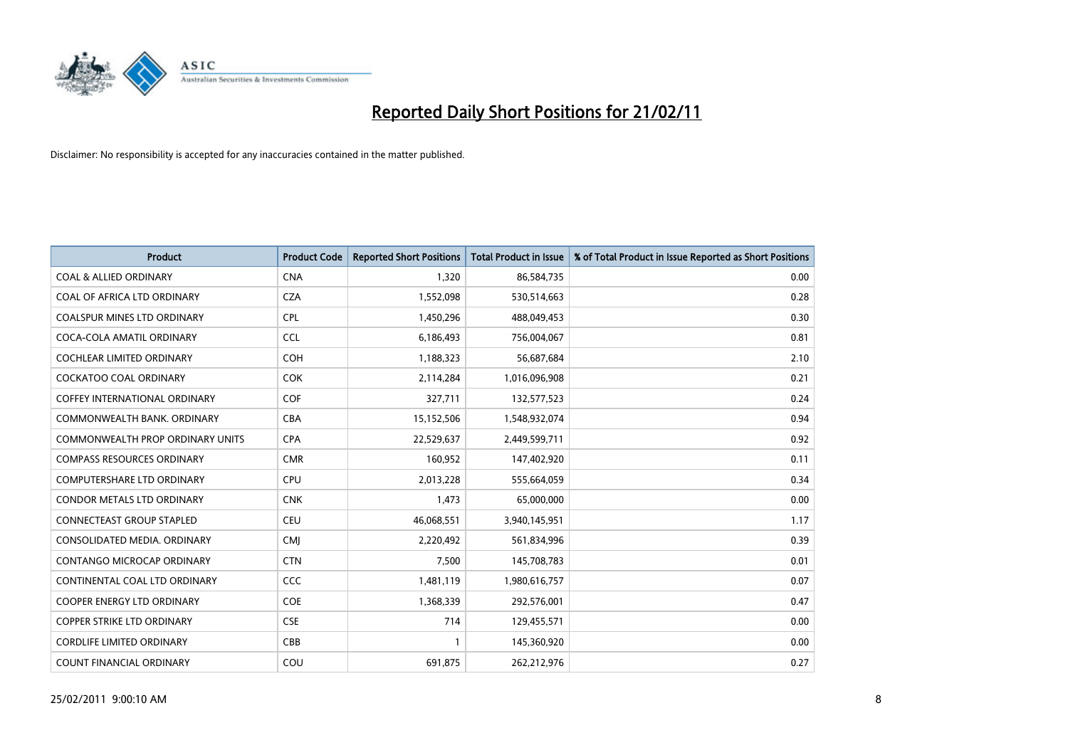# Reported Daily Short Positions for 21/02/11

Disclaimer: No responsibility is accepted for any inaccuracies contained in the matter published.

| Product | Product Code | Reported Short Positions | Total Product in Issue | % of Total Product in Issue Reported as Short Positions |
|---|---|---|---|---|
| COAL & ALLIED ORDINARY | CNA | 1,320 | 86,584,735 | 0.00 |
| COAL OF AFRICA LTD ORDINARY | CZA | 1,552,098 | 530,514,663 | 0.28 |
| COALSPUR MINES LTD ORDINARY | CPL | 1,450,296 | 488,049,453 | 0.30 |
| COCA-COLA AMATIL ORDINARY | CCL | 6,186,493 | 756,004,067 | 0.81 |
| COCHLEAR LIMITED ORDINARY | COH | 1,188,323 | 56,687,684 | 2.10 |
| COCKATOO COAL ORDINARY | COK | 2,114,284 | 1,016,096,908 | 0.21 |
| COFFEY INTERNATIONAL ORDINARY | COF | 327,711 | 132,577,523 | 0.24 |
| COMMONWEALTH BANK. ORDINARY | CBA | 15,152,506 | 1,548,932,074 | 0.94 |
| COMMONWEALTH PROP ORDINARY UNITS | CPA | 22,529,637 | 2,449,599,711 | 0.92 |
| COMPASS RESOURCES ORDINARY | CMR | 160,952 | 147,402,920 | 0.11 |
| COMPUTERSHARE LTD ORDINARY | CPU | 2,013,228 | 555,664,059 | 0.34 |
| CONDOR METALS LTD ORDINARY | CNK | 1,473 | 65,000,000 | 0.00 |
| CONNECTEAST GROUP STAPLED | CEU | 46,068,551 | 3,940,145,951 | 1.17 |
| CONSOLIDATED MEDIA. ORDINARY | CMJ | 2,220,492 | 561,834,996 | 0.39 |
| CONTANGO MICROCAP ORDINARY | CTN | 7,500 | 145,708,783 | 0.01 |
| CONTINENTAL COAL LTD ORDINARY | CCC | 1,481,119 | 1,980,616,757 | 0.07 |
| COOPER ENERGY LTD ORDINARY | COE | 1,368,339 | 292,576,001 | 0.47 |
| COPPER STRIKE LTD ORDINARY | CSE | 714 | 129,455,571 | 0.00 |
| CORDLIFE LIMITED ORDINARY | CBB | 1 | 145,360,920 | 0.00 |
| COUNT FINANCIAL ORDINARY | COU | 691,875 | 262,212,976 | 0.27 |

25/02/2011 9:00:10 AM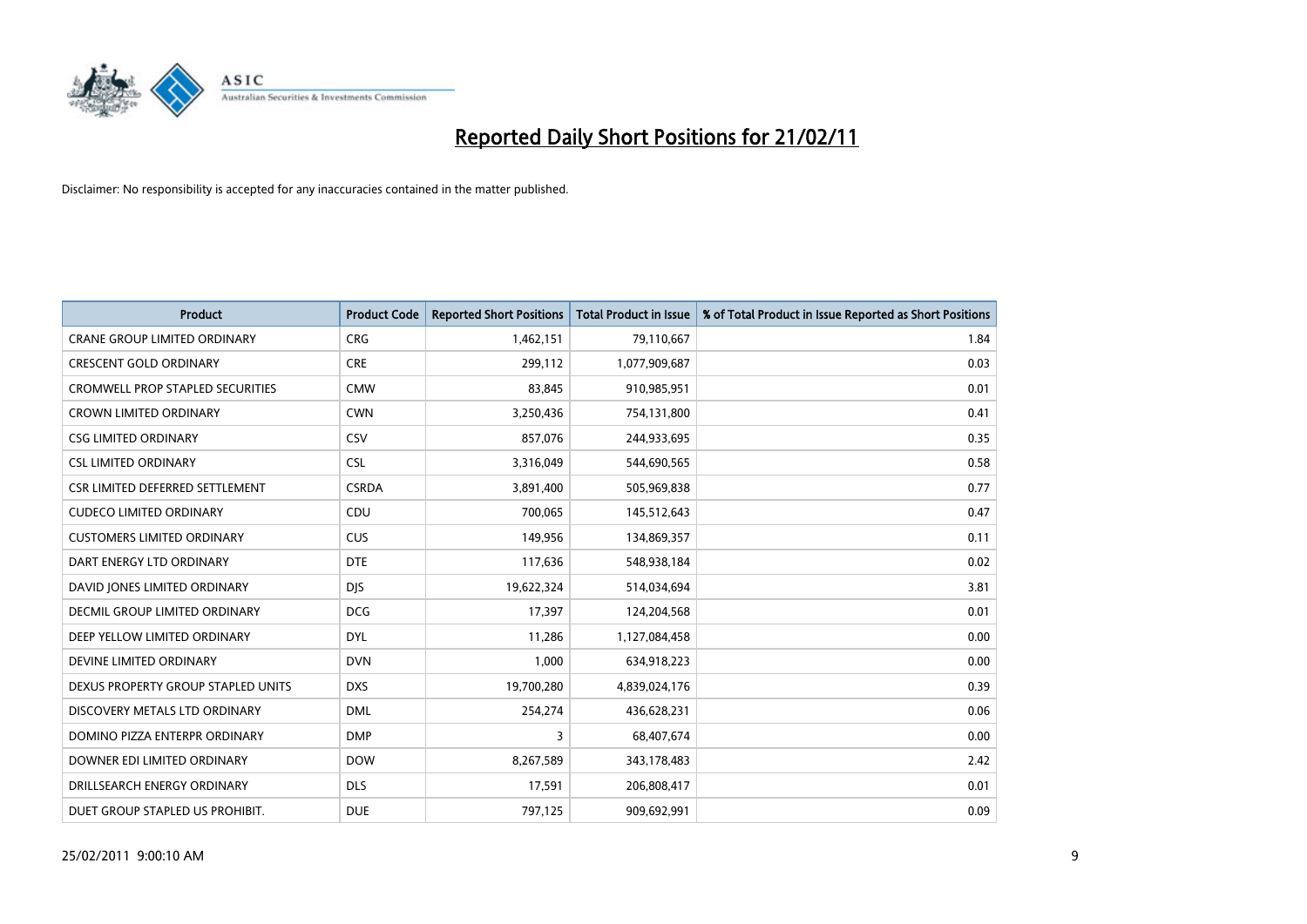# Reported Daily Short Positions for 21/02/11

Disclaimer: No responsibility is accepted for any inaccuracies contained in the matter published.

| Product | Product Code | Reported Short Positions | Total Product in Issue | % of Total Product in Issue Reported as Short Positions |
|---|---|---|---|---|
| CRANE GROUP LIMITED ORDINARY | CRG | 1,462,151 | 79,110,667 | 1.84 |
| CRESCENT GOLD ORDINARY | CRE | 299,112 | 1,077,909,687 | 0.03 |
| CROMWELL PROP STAPLED SECURITIES | CMW | 83,845 | 910,985,951 | 0.01 |
| CROWN LIMITED ORDINARY | CWN | 3,250,436 | 754,131,800 | 0.41 |
| CSG LIMITED ORDINARY | CSV | 857,076 | 244,933,695 | 0.35 |
| CSL LIMITED ORDINARY | CSL | 3,316,049 | 544,690,565 | 0.58 |
| CSR LIMITED DEFERRED SETTLEMENT | CSRDA | 3,891,400 | 505,969,838 | 0.77 |
| CUDECO LIMITED ORDINARY | CDU | 700,065 | 145,512,643 | 0.47 |
| CUSTOMERS LIMITED ORDINARY | CUS | 149,956 | 134,869,357 | 0.11 |
| DART ENERGY LTD ORDINARY | DTE | 117,636 | 548,938,184 | 0.02 |
| DAVID JONES LIMITED ORDINARY | DJS | 19,622,324 | 514,034,694 | 3.81 |
| DECMIL GROUP LIMITED ORDINARY | DCG | 17,397 | 124,204,568 | 0.01 |
| DEEP YELLOW LIMITED ORDINARY | DYL | 11,286 | 1,127,084,458 | 0.00 |
| DEVINE LIMITED ORDINARY | DVN | 1,000 | 634,918,223 | 0.00 |
| DEXUS PROPERTY GROUP STAPLED UNITS | DXS | 19,700,280 | 4,839,024,176 | 0.39 |
| DISCOVERY METALS LTD ORDINARY | DML | 254,274 | 436,628,231 | 0.06 |
| DOMINO PIZZA ENTERPR ORDINARY | DMP | 3 | 68,407,674 | 0.00 |
| DOWNER EDI LIMITED ORDINARY | DOW | 8,267,589 | 343,178,483 | 2.42 |
| DRILLSEARCH ENERGY ORDINARY | DLS | 17,591 | 206,808,417 | 0.01 |
| DUET GROUP STAPLED US PROHIBIT. | DUE | 797,125 | 909,692,991 | 0.09 |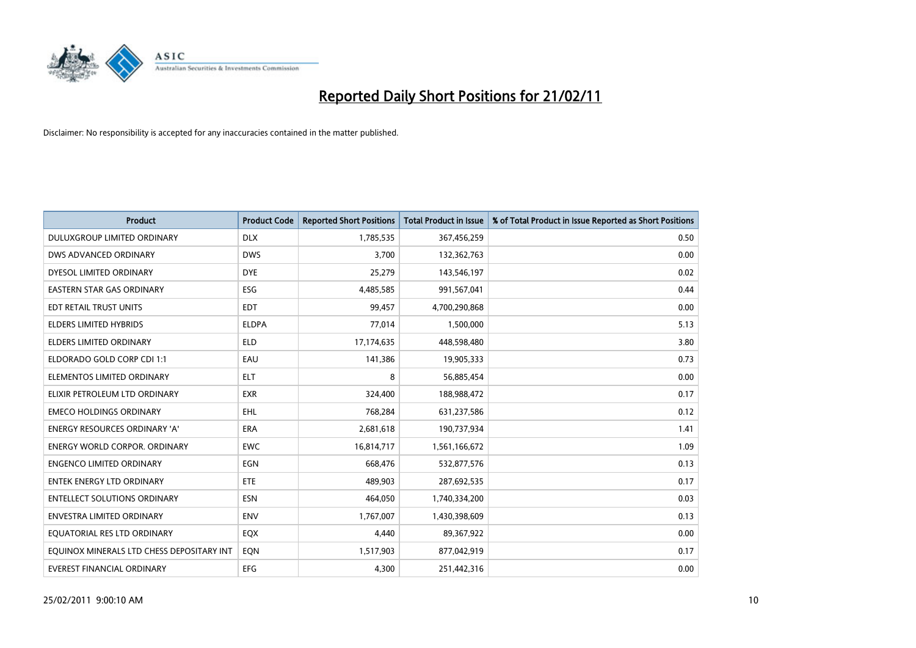# Reported Daily Short Positions for 21/02/11

Disclaimer: No responsibility is accepted for any inaccuracies contained in the matter published.

| Product | Product Code | Reported Short Positions | Total Product in Issue | % of Total Product in Issue Reported as Short Positions |
|---|---|---|---|---|
| DULUXGROUP LIMITED ORDINARY | DLX | 1,785,535 | 367,456,259 | 0.50 |
| DWS ADVANCED ORDINARY | DWS | 3,700 | 132,362,763 | 0.00 |
| DYESOL LIMITED ORDINARY | DYE | 25,279 | 143,546,197 | 0.02 |
| EASTERN STAR GAS ORDINARY | ESG | 4,485,585 | 991,567,041 | 0.44 |
| EDT RETAIL TRUST UNITS | EDT | 99,457 | 4,700,290,868 | 0.00 |
| ELDERS LIMITED HYBRIDS | ELDPA | 77,014 | 1,500,000 | 5.13 |
| ELDERS LIMITED ORDINARY | ELD | 17,174,635 | 448,598,480 | 3.80 |
| ELDORADO GOLD CORP CDI 1:1 | EAU | 141,386 | 19,905,333 | 0.73 |
| ELEMENTOS LIMITED ORDINARY | ELT | 8 | 56,885,454 | 0.00 |
| ELIXIR PETROLEUM LTD ORDINARY | EXR | 324,400 | 188,988,472 | 0.17 |
| EMECO HOLDINGS ORDINARY | EHL | 768,284 | 631,237,586 | 0.12 |
| ENERGY RESOURCES ORDINARY 'A' | ERA | 2,681,618 | 190,737,934 | 1.41 |
| ENERGY WORLD CORPOR. ORDINARY | EWC | 16,814,717 | 1,561,166,672 | 1.09 |
| ENGENCO LIMITED ORDINARY | EGN | 668,476 | 532,877,576 | 0.13 |
| ENTEK ENERGY LTD ORDINARY | ETE | 489,903 | 287,692,535 | 0.17 |
| ENTELLECT SOLUTIONS ORDINARY | ESN | 464,050 | 1,740,334,200 | 0.03 |
| ENVESTRA LIMITED ORDINARY | ENV | 1,767,007 | 1,430,398,609 | 0.13 |
| EQUATORIAL RES LTD ORDINARY | EQX | 4,440 | 89,367,922 | 0.00 |
| EQUINOX MINERALS LTD CHESS DEPOSITARY INT | EQN | 1,517,903 | 877,042,919 | 0.17 |
| EVEREST FINANCIAL ORDINARY | EFG | 4,300 | 251,442,316 | 0.00 |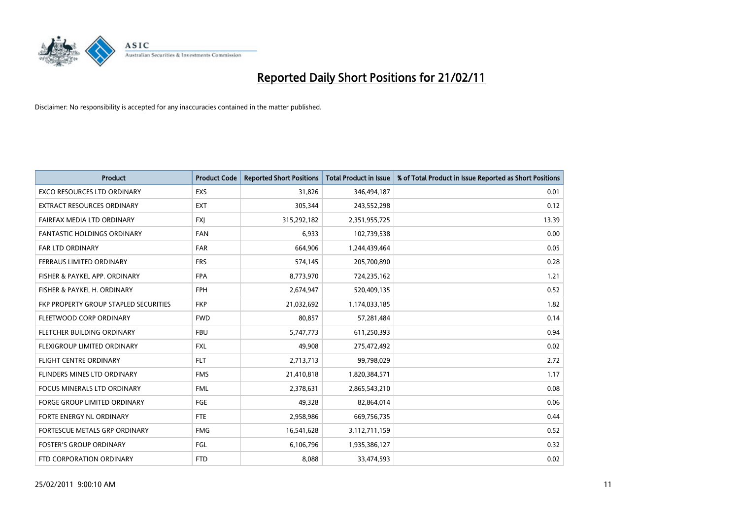# Reported Daily Short Positions for 21/02/11

Disclaimer: No responsibility is accepted for any inaccuracies contained in the matter published.

| Product | Product Code | Reported Short Positions | Total Product in Issue | % of Total Product in Issue Reported as Short Positions |
|---|---|---|---|---|
| EXCO RESOURCES LTD ORDINARY | EXS | 31,826 | 346,494,187 | 0.01 |
| EXTRACT RESOURCES ORDINARY | EXT | 305,344 | 243,552,298 | 0.12 |
| FAIRFAX MEDIA LTD ORDINARY | FXJ | 315,292,182 | 2,351,955,725 | 13.39 |
| FANTASTIC HOLDINGS ORDINARY | FAN | 6,933 | 102,739,538 | 0.00 |
| FAR LTD ORDINARY | FAR | 664,906 | 1,244,439,464 | 0.05 |
| FERRAUS LIMITED ORDINARY | FRS | 574,145 | 205,700,890 | 0.28 |
| FISHER & PAYKEL APP. ORDINARY | FPA | 8,773,970 | 724,235,162 | 1.21 |
| FISHER & PAYKEL H. ORDINARY | FPH | 2,674,947 | 520,409,135 | 0.52 |
| FKP PROPERTY GROUP STAPLED SECURITIES | FKP | 21,032,692 | 1,174,033,185 | 1.82 |
| FLEETWOOD CORP ORDINARY | FWD | 80,857 | 57,281,484 | 0.14 |
| FLETCHER BUILDING ORDINARY | FBU | 5,747,773 | 611,250,393 | 0.94 |
| FLEXIGROUP LIMITED ORDINARY | FXL | 49,908 | 275,472,492 | 0.02 |
| FLIGHT CENTRE ORDINARY | FLT | 2,713,713 | 99,798,029 | 2.72 |
| FLINDERS MINES LTD ORDINARY | FMS | 21,410,818 | 1,820,384,571 | 1.17 |
| FOCUS MINERALS LTD ORDINARY | FML | 2,378,631 | 2,865,543,210 | 0.08 |
| FORGE GROUP LIMITED ORDINARY | FGE | 49,328 | 82,864,014 | 0.06 |
| FORTE ENERGY NL ORDINARY | FTE | 2,958,986 | 669,756,735 | 0.44 |
| FORTESCUE METALS GRP ORDINARY | FMG | 16,541,628 | 3,112,711,159 | 0.52 |
| FOSTER'S GROUP ORDINARY | FGL | 6,106,796 | 1,935,386,127 | 0.32 |
| FTD CORPORATION ORDINARY | FTD | 8,088 | 33,474,593 | 0.02 |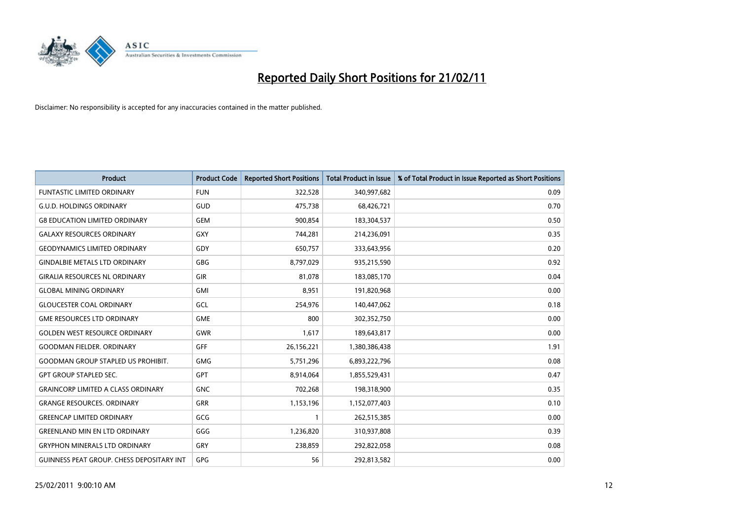# Reported Daily Short Positions for 21/02/11

Disclaimer: No responsibility is accepted for any inaccuracies contained in the matter published.

| Product | Product Code | Reported Short Positions | Total Product in Issue | % of Total Product in Issue Reported as Short Positions |
|---|---|---|---|---|
| FUNTASTIC LIMITED ORDINARY | FUN | 322,528 | 340,997,682 | 0.09 |
| G.U.D. HOLDINGS ORDINARY | GUD | 475,738 | 68,426,721 | 0.70 |
| G8 EDUCATION LIMITED ORDINARY | GEM | 900,854 | 183,304,537 | 0.50 |
| GALAXY RESOURCES ORDINARY | GXY | 744,281 | 214,236,091 | 0.35 |
| GEODYNAMICS LIMITED ORDINARY | GDY | 650,757 | 333,643,956 | 0.20 |
| GINDALBIE METALS LTD ORDINARY | GBG | 8,797,029 | 935,215,590 | 0.92 |
| GIRALIA RESOURCES NL ORDINARY | GIR | 81,078 | 183,085,170 | 0.04 |
| GLOBAL MINING ORDINARY | GMI | 8,951 | 191,820,968 | 0.00 |
| GLOUCESTER COAL ORDINARY | GCL | 254,976 | 140,447,062 | 0.18 |
| GME RESOURCES LTD ORDINARY | GME | 800 | 302,352,750 | 0.00 |
| GOLDEN WEST RESOURCE ORDINARY | GWR | 1,617 | 189,643,817 | 0.00 |
| GOODMAN FIELDER. ORDINARY | GFF | 26,156,221 | 1,380,386,438 | 1.91 |
| GOODMAN GROUP STAPLED US PROHIBIT. | GMG | 5,751,296 | 6,893,222,796 | 0.08 |
| GPT GROUP STAPLED SEC. | GPT | 8,914,064 | 1,855,529,431 | 0.47 |
| GRAINCORP LIMITED A CLASS ORDINARY | GNC | 702,268 | 198,318,900 | 0.35 |
| GRANGE RESOURCES. ORDINARY | GRR | 1,153,196 | 1,152,077,403 | 0.10 |
| GREENCAP LIMITED ORDINARY | GCG | 1 | 262,515,385 | 0.00 |
| GREENLAND MIN EN LTD ORDINARY | GGG | 1,236,820 | 310,937,808 | 0.39 |
| GRYPHON MINERALS LTD ORDINARY | GRY | 238,859 | 292,822,058 | 0.08 |
| GUINNESS PEAT GROUP. CHESS DEPOSITARY INT | GPG | 56 | 292,813,582 | 0.00 |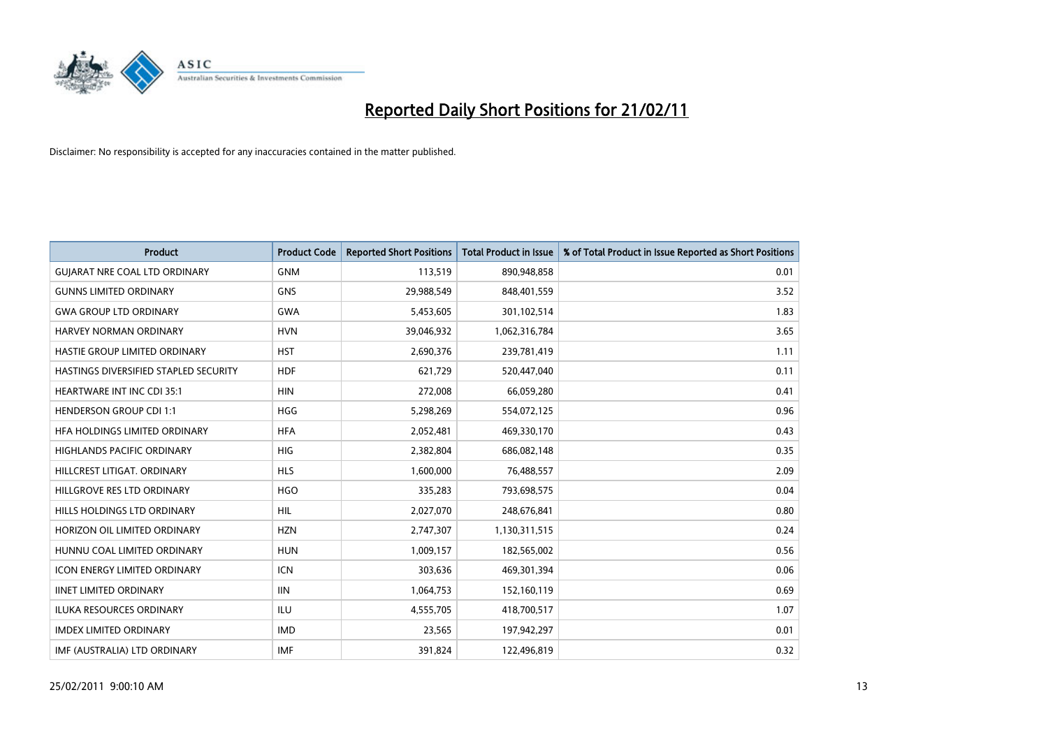# Reported Daily Short Positions for 21/02/11

Disclaimer: No responsibility is accepted for any inaccuracies contained in the matter published.

| Product | Product Code | Reported Short Positions | Total Product in Issue | % of Total Product in Issue Reported as Short Positions |
| --- | --- | --- | --- | --- |
| GUJARAT NRE COAL LTD ORDINARY | GNM | 113,519 | 890,948,858 | 0.01 |
| GUNNS LIMITED ORDINARY | GNS | 29,988,549 | 848,401,559 | 3.52 |
| GWA GROUP LTD ORDINARY | GWA | 5,453,605 | 301,102,514 | 1.83 |
| HARVEY NORMAN ORDINARY | HVN | 39,046,932 | 1,062,316,784 | 3.65 |
| HASTIE GROUP LIMITED ORDINARY | HST | 2,690,376 | 239,781,419 | 1.11 |
| HASTINGS DIVERSIFIED STAPLED SECURITY | HDF | 621,729 | 520,447,040 | 0.11 |
| HEARTWARE INT INC CDI 35:1 | HIN | 272,008 | 66,059,280 | 0.41 |
| HENDERSON GROUP CDI 1:1 | HGG | 5,298,269 | 554,072,125 | 0.96 |
| HFA HOLDINGS LIMITED ORDINARY | HFA | 2,052,481 | 469,330,170 | 0.43 |
| HIGHLANDS PACIFIC ORDINARY | HIG | 2,382,804 | 686,082,148 | 0.35 |
| HILLCREST LITIGAT. ORDINARY | HLS | 1,600,000 | 76,488,557 | 2.09 |
| HILLGROVE RES LTD ORDINARY | HGO | 335,283 | 793,698,575 | 0.04 |
| HILLS HOLDINGS LTD ORDINARY | HIL | 2,027,070 | 248,676,841 | 0.80 |
| HORIZON OIL LIMITED ORDINARY | HZN | 2,747,307 | 1,130,311,515 | 0.24 |
| HUNNU COAL LIMITED ORDINARY | HUN | 1,009,157 | 182,565,002 | 0.56 |
| ICON ENERGY LIMITED ORDINARY | ICN | 303,636 | 469,301,394 | 0.06 |
| IINET LIMITED ORDINARY | IIN | 1,064,753 | 152,160,119 | 0.69 |
| ILUKA RESOURCES ORDINARY | ILU | 4,555,705 | 418,700,517 | 1.07 |
| IMDEX LIMITED ORDINARY | IMD | 23,565 | 197,942,297 | 0.01 |
| IMF (AUSTRALIA) LTD ORDINARY | IMF | 391,824 | 122,496,819 | 0.32 |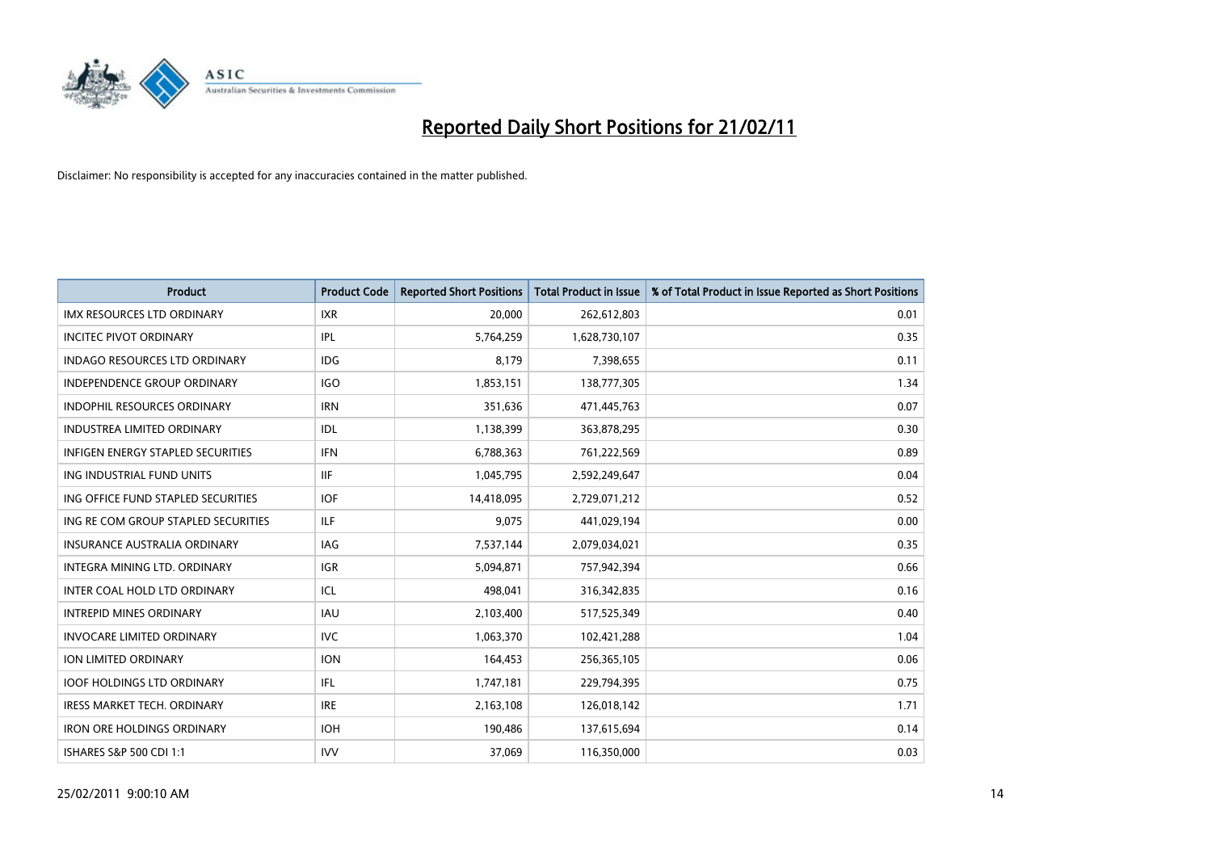# Reported Daily Short Positions for 21/02/11

Disclaimer: No responsibility is accepted for any inaccuracies contained in the matter published.

| Product | Product Code | Reported Short Positions | Total Product in Issue | % of Total Product in Issue Reported as Short Positions |
|---|---|---|---|---|
| IMX RESOURCES LTD ORDINARY | IXR | 20,000 | 262,612,803 | 0.01 |
| INCITEC PIVOT ORDINARY | IPL | 5,764,259 | 1,628,730,107 | 0.35 |
| INDAGO RESOURCES LTD ORDINARY | IDG | 8,179 | 7,398,655 | 0.11 |
| INDEPENDENCE GROUP ORDINARY | IGO | 1,853,151 | 138,777,305 | 1.34 |
| INDOPHIL RESOURCES ORDINARY | IRN | 351,636 | 471,445,763 | 0.07 |
| INDUSTREA LIMITED ORDINARY | IDL | 1,138,399 | 363,878,295 | 0.30 |
| INFIGEN ENERGY STAPLED SECURITIES | IFN | 6,788,363 | 761,222,569 | 0.89 |
| ING INDUSTRIAL FUND UNITS | IIF | 1,045,795 | 2,592,249,647 | 0.04 |
| ING OFFICE FUND STAPLED SECURITIES | IOF | 14,418,095 | 2,729,071,212 | 0.52 |
| ING RE COM GROUP STAPLED SECURITIES | ILF | 9,075 | 441,029,194 | 0.00 |
| INSURANCE AUSTRALIA ORDINARY | IAG | 7,537,144 | 2,079,034,021 | 0.35 |
| INTEGRA MINING LTD. ORDINARY | IGR | 5,094,871 | 757,942,394 | 0.66 |
| INTER COAL HOLD LTD ORDINARY | ICL | 498,041 | 316,342,835 | 0.16 |
| INTREPID MINES ORDINARY | IAU | 2,103,400 | 517,525,349 | 0.40 |
| INVOCARE LIMITED ORDINARY | IVC | 1,063,370 | 102,421,288 | 1.04 |
| ION LIMITED ORDINARY | ION | 164,453 | 256,365,105 | 0.06 |
| IOOF HOLDINGS LTD ORDINARY | IFL | 1,747,181 | 229,794,395 | 0.75 |
| IRESS MARKET TECH. ORDINARY | IRE | 2,163,108 | 126,018,142 | 1.71 |
| IRON ORE HOLDINGS ORDINARY | IOH | 190,486 | 137,615,694 | 0.14 |
| ISHARES S&P 500 CDI 1:1 | IVV | 37,069 | 116,350,000 | 0.03 |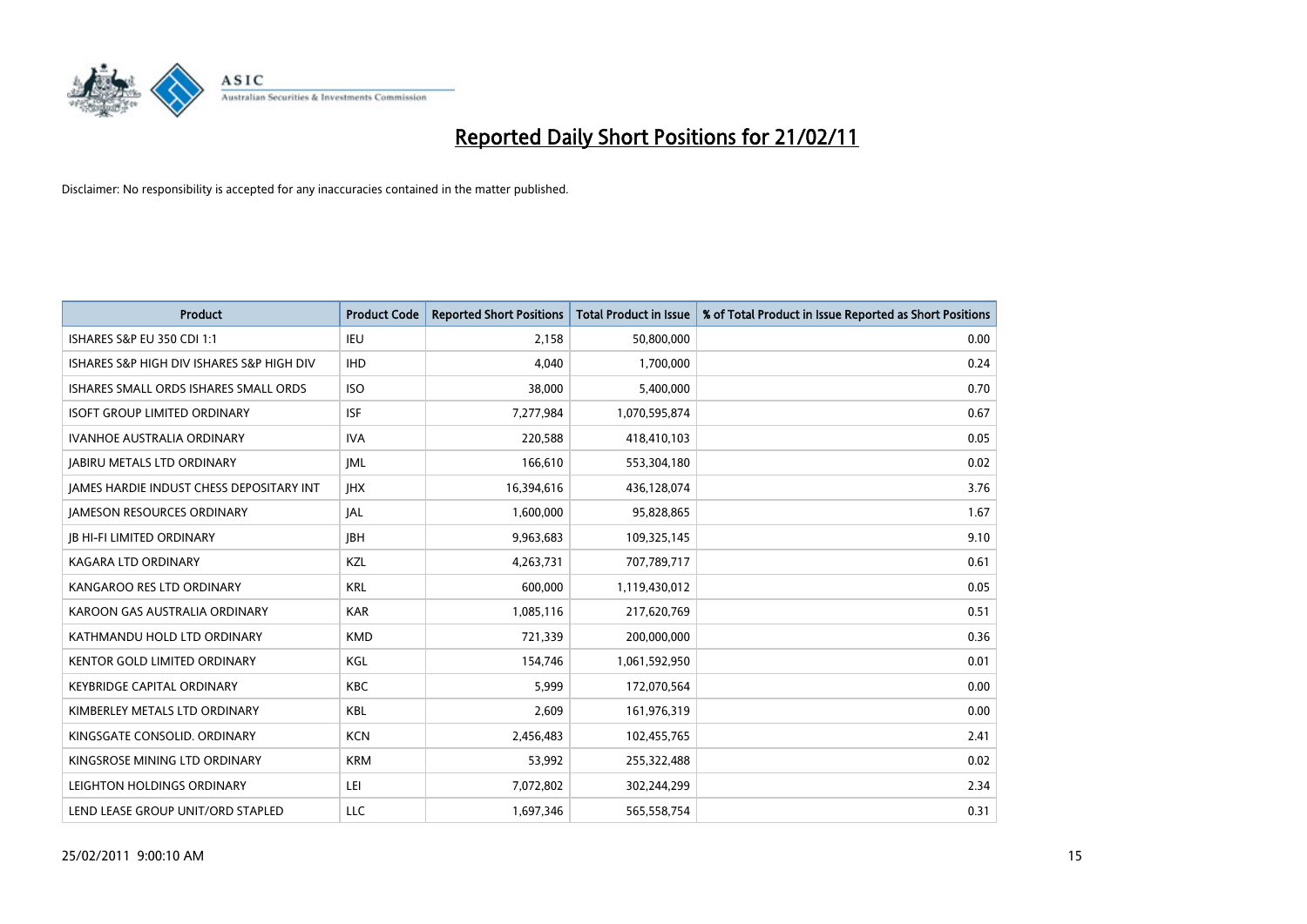# Reported Daily Short Positions for 21/02/11

Disclaimer: No responsibility is accepted for any inaccuracies contained in the matter published.

| Product | Product Code | Reported Short Positions | Total Product in Issue | % of Total Product in Issue Reported as Short Positions |
|---|---|---|---|---|
| ISHARES S&P EU 350 CDI 1:1 | IEU | 2,158 | 50,800,000 | 0.00 |
| ISHARES S&P HIGH DIV ISHARES S&P HIGH DIV | IHD | 4,040 | 1,700,000 | 0.24 |
| ISHARES SMALL ORDS ISHARES SMALL ORDS | ISO | 38,000 | 5,400,000 | 0.70 |
| ISOFT GROUP LIMITED ORDINARY | ISF | 7,277,984 | 1,070,595,874 | 0.67 |
| IVANHOE AUSTRALIA ORDINARY | IVA | 220,588 | 418,410,103 | 0.05 |
| JABIRU METALS LTD ORDINARY | JML | 166,610 | 553,304,180 | 0.02 |
| JAMES HARDIE INDUST CHESS DEPOSITARY INT | JHX | 16,394,616 | 436,128,074 | 3.76 |
| JAMESON RESOURCES ORDINARY | JAL | 1,600,000 | 95,828,865 | 1.67 |
| JB HI-FI LIMITED ORDINARY | JBH | 9,963,683 | 109,325,145 | 9.10 |
| KAGARA LTD ORDINARY | KZL | 4,263,731 | 707,789,717 | 0.61 |
| KANGAROO RES LTD ORDINARY | KRL | 600,000 | 1,119,430,012 | 0.05 |
| KAROON GAS AUSTRALIA ORDINARY | KAR | 1,085,116 | 217,620,769 | 0.51 |
| KATHMANDU HOLD LTD ORDINARY | KMD | 721,339 | 200,000,000 | 0.36 |
| KENTOR GOLD LIMITED ORDINARY | KGL | 154,746 | 1,061,592,950 | 0.01 |
| KEYBRIDGE CAPITAL ORDINARY | KBC | 5,999 | 172,070,564 | 0.00 |
| KIMBERLEY METALS LTD ORDINARY | KBL | 2,609 | 161,976,319 | 0.00 |
| KINGSGATE CONSOLID. ORDINARY | KCN | 2,456,483 | 102,455,765 | 2.41 |
| KINGSROSE MINING LTD ORDINARY | KRM | 53,992 | 255,322,488 | 0.02 |
| LEIGHTON HOLDINGS ORDINARY | LEI | 7,072,802 | 302,244,299 | 2.34 |
| LEND LEASE GROUP UNIT/ORD STAPLED | LLC | 1,697,346 | 565,558,754 | 0.31 |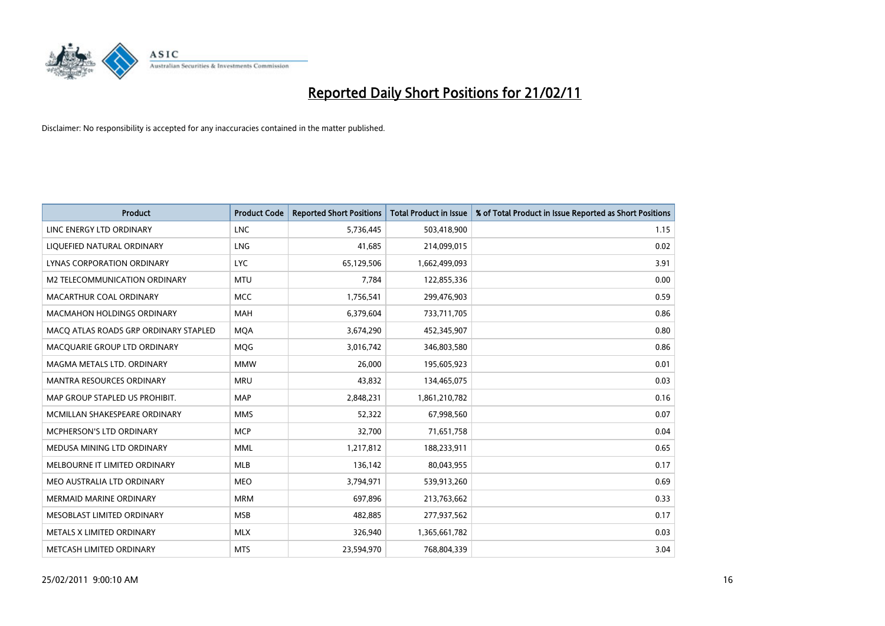# Reported Daily Short Positions for 21/02/11

Disclaimer: No responsibility is accepted for any inaccuracies contained in the matter published.

| Product | Product Code | Reported Short Positions | Total Product in Issue | % of Total Product in Issue Reported as Short Positions |
|---|---|---|---|---|
| LINC ENERGY LTD ORDINARY | LNC | 5,736,445 | 503,418,900 | 1.15 |
| LIQUEFIED NATURAL ORDINARY | LNG | 41,685 | 214,099,015 | 0.02 |
| LYNAS CORPORATION ORDINARY | LYC | 65,129,506 | 1,662,499,093 | 3.91 |
| M2 TELECOMMUNICATION ORDINARY | MTU | 7,784 | 122,855,336 | 0.00 |
| MACARTHUR COAL ORDINARY | MCC | 1,756,541 | 299,476,903 | 0.59 |
| MACMAHON HOLDINGS ORDINARY | MAH | 6,379,604 | 733,711,705 | 0.86 |
| MACQ ATLAS ROADS GRP ORDINARY STAPLED | MQA | 3,674,290 | 452,345,907 | 0.80 |
| MACQUARIE GROUP LTD ORDINARY | MQG | 3,016,742 | 346,803,580 | 0.86 |
| MAGMA METALS LTD. ORDINARY | MMW | 26,000 | 195,605,923 | 0.01 |
| MANTRA RESOURCES ORDINARY | MRU | 43,832 | 134,465,075 | 0.03 |
| MAP GROUP STAPLED US PROHIBIT. | MAP | 2,848,231 | 1,861,210,782 | 0.16 |
| MCMILLAN SHAKESPEARE ORDINARY | MMS | 52,322 | 67,998,560 | 0.07 |
| MCPHERSON'S LTD ORDINARY | MCP | 32,700 | 71,651,758 | 0.04 |
| MEDUSA MINING LTD ORDINARY | MML | 1,217,812 | 188,233,911 | 0.65 |
| MELBOURNE IT LIMITED ORDINARY | MLB | 136,142 | 80,043,955 | 0.17 |
| MEO AUSTRALIA LTD ORDINARY | MEO | 3,794,971 | 539,913,260 | 0.69 |
| MERMAID MARINE ORDINARY | MRM | 697,896 | 213,763,662 | 0.33 |
| MESOBLAST LIMITED ORDINARY | MSB | 482,885 | 277,937,562 | 0.17 |
| METALS X LIMITED ORDINARY | MLX | 326,940 | 1,365,661,782 | 0.03 |
| METCASH LIMITED ORDINARY | MTS | 23,594,970 | 768,804,339 | 3.04 |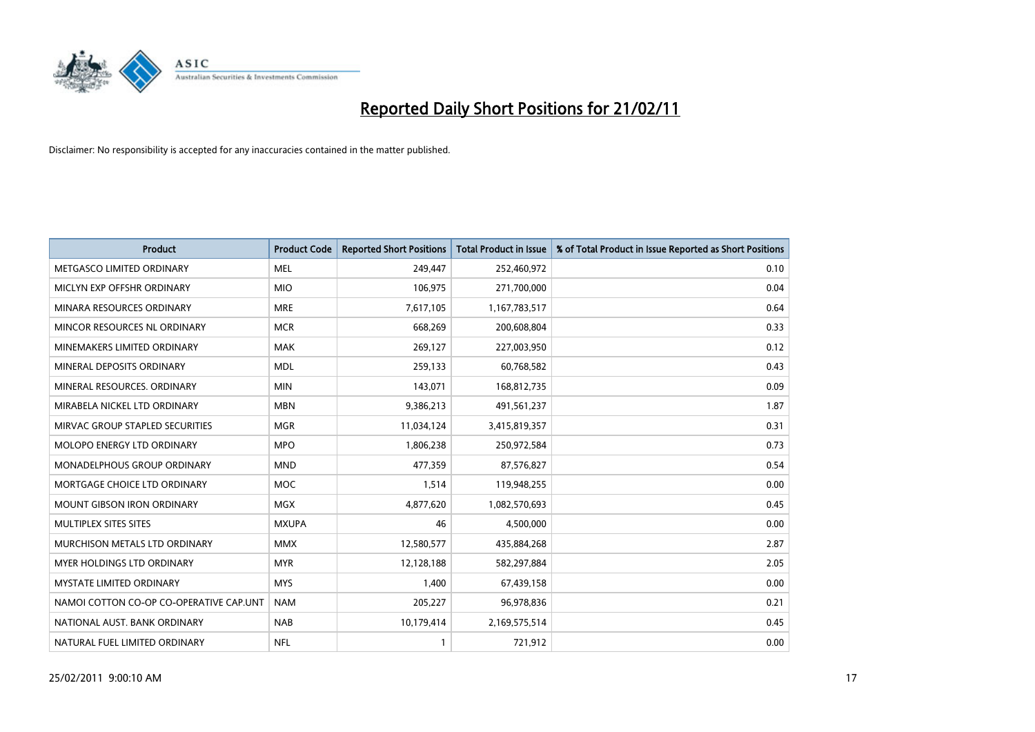# Reported Daily Short Positions for 21/02/11

Disclaimer: No responsibility is accepted for any inaccuracies contained in the matter published.

| Product | Product Code | Reported Short Positions | Total Product in Issue | % of Total Product in Issue Reported as Short Positions |
|---|---|---|---|---|
| METGASCO LIMITED ORDINARY | MEL | 249,447 | 252,460,972 | 0.10 |
| MICLYN EXP OFFSHR ORDINARY | MIO | 106,975 | 271,700,000 | 0.04 |
| MINARA RESOURCES ORDINARY | MRE | 7,617,105 | 1,167,783,517 | 0.64 |
| MINCOR RESOURCES NL ORDINARY | MCR | 668,269 | 200,608,804 | 0.33 |
| MINEMAKERS LIMITED ORDINARY | MAK | 269,127 | 227,003,950 | 0.12 |
| MINERAL DEPOSITS ORDINARY | MDL | 259,133 | 60,768,582 | 0.43 |
| MINERAL RESOURCES. ORDINARY | MIN | 143,071 | 168,812,735 | 0.09 |
| MIRABELA NICKEL LTD ORDINARY | MBN | 9,386,213 | 491,561,237 | 1.87 |
| MIRVAC GROUP STAPLED SECURITIES | MGR | 11,034,124 | 3,415,819,357 | 0.31 |
| MOLOPO ENERGY LTD ORDINARY | MPO | 1,806,238 | 250,972,584 | 0.73 |
| MONADELPHOUS GROUP ORDINARY | MND | 477,359 | 87,576,827 | 0.54 |
| MORTGAGE CHOICE LTD ORDINARY | MOC | 1,514 | 119,948,255 | 0.00 |
| MOUNT GIBSON IRON ORDINARY | MGX | 4,877,620 | 1,082,570,693 | 0.45 |
| MULTIPLEX SITES SITES | MXUPA | 46 | 4,500,000 | 0.00 |
| MURCHISON METALS LTD ORDINARY | MMX | 12,580,577 | 435,884,268 | 2.87 |
| MYER HOLDINGS LTD ORDINARY | MYR | 12,128,188 | 582,297,884 | 2.05 |
| MYSTATE LIMITED ORDINARY | MYS | 1,400 | 67,439,158 | 0.00 |
| NAMOI COTTON CO-OP CO-OPERATIVE CAP.UNT | NAM | 205,227 | 96,978,836 | 0.21 |
| NATIONAL AUST. BANK ORDINARY | NAB | 10,179,414 | 2,169,575,514 | 0.45 |
| NATURAL FUEL LIMITED ORDINARY | NFL | 1 | 721,912 | 0.00 |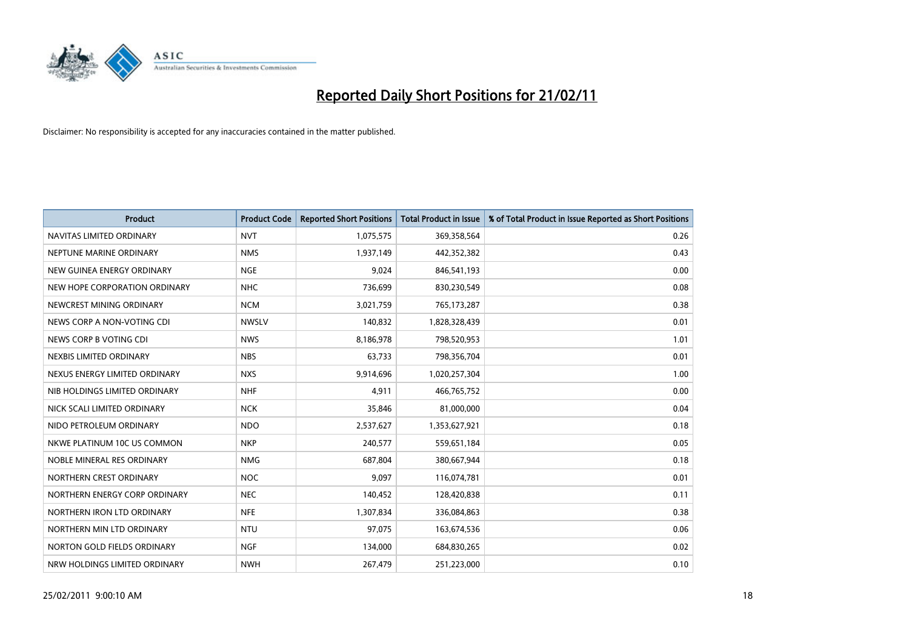# Reported Daily Short Positions for 21/02/11

Disclaimer: No responsibility is accepted for any inaccuracies contained in the matter published.

| Product | Product Code | Reported Short Positions | Total Product in Issue | % of Total Product in Issue Reported as Short Positions |
|---|---|---|---|---|
| NAVITAS LIMITED ORDINARY | NVT | 1,075,575 | 369,358,564 | 0.26 |
| NEPTUNE MARINE ORDINARY | NMS | 1,937,149 | 442,352,382 | 0.43 |
| NEW GUINEA ENERGY ORDINARY | NGE | 9,024 | 846,541,193 | 0.00 |
| NEW HOPE CORPORATION ORDINARY | NHC | 736,699 | 830,230,549 | 0.08 |
| NEWCREST MINING ORDINARY | NCM | 3,021,759 | 765,173,287 | 0.38 |
| NEWS CORP A NON-VOTING CDI | NWSLV | 140,832 | 1,828,328,439 | 0.01 |
| NEWS CORP B VOTING CDI | NWS | 8,186,978 | 798,520,953 | 1.01 |
| NEXBIS LIMITED ORDINARY | NBS | 63,733 | 798,356,704 | 0.01 |
| NEXUS ENERGY LIMITED ORDINARY | NXS | 9,914,696 | 1,020,257,304 | 1.00 |
| NIB HOLDINGS LIMITED ORDINARY | NHF | 4,911 | 466,765,752 | 0.00 |
| NICK SCALI LIMITED ORDINARY | NCK | 35,846 | 81,000,000 | 0.04 |
| NIDO PETROLEUM ORDINARY | NDO | 2,537,627 | 1,353,627,921 | 0.18 |
| NKWE PLATINUM 10C US COMMON | NKP | 240,577 | 559,651,184 | 0.05 |
| NOBLE MINERAL RES ORDINARY | NMG | 687,804 | 380,667,944 | 0.18 |
| NORTHERN CREST ORDINARY | NOC | 9,097 | 116,074,781 | 0.01 |
| NORTHERN ENERGY CORP ORDINARY | NEC | 140,452 | 128,420,838 | 0.11 |
| NORTHERN IRON LTD ORDINARY | NFE | 1,307,834 | 336,084,863 | 0.38 |
| NORTHERN MIN LTD ORDINARY | NTU | 97,075 | 163,674,536 | 0.06 |
| NORTON GOLD FIELDS ORDINARY | NGF | 134,000 | 684,830,265 | 0.02 |
| NRW HOLDINGS LIMITED ORDINARY | NWH | 267,479 | 251,223,000 | 0.10 |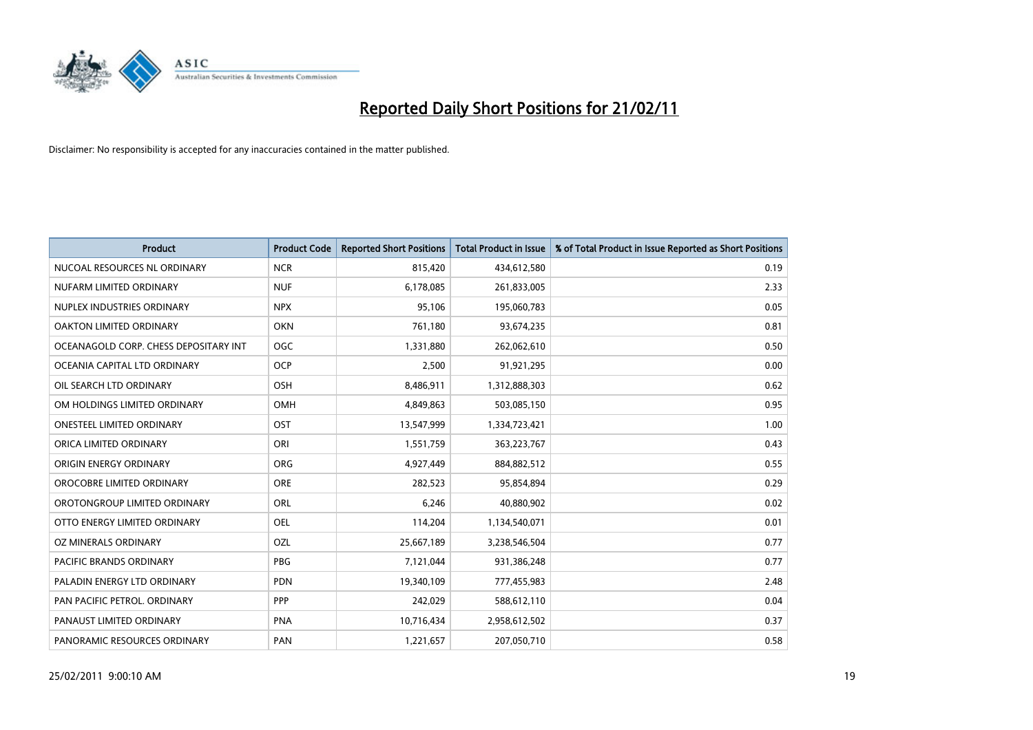# Reported Daily Short Positions for 21/02/11

Disclaimer: No responsibility is accepted for any inaccuracies contained in the matter published.

| Product | Product Code | Reported Short Positions | Total Product in Issue | % of Total Product in Issue Reported as Short Positions |
|---|---|---|---|---|
| NUCOAL RESOURCES NL ORDINARY | NCR | 815,420 | 434,612,580 | 0.19 |
| NUFARM LIMITED ORDINARY | NUF | 6,178,085 | 261,833,005 | 2.33 |
| NUPLEX INDUSTRIES ORDINARY | NPX | 95,106 | 195,060,783 | 0.05 |
| OAKTON LIMITED ORDINARY | OKN | 761,180 | 93,674,235 | 0.81 |
| OCEANAGOLD CORP. CHESS DEPOSITARY INT | OGC | 1,331,880 | 262,062,610 | 0.50 |
| OCEANIA CAPITAL LTD ORDINARY | OCP | 2,500 | 91,921,295 | 0.00 |
| OIL SEARCH LTD ORDINARY | OSH | 8,486,911 | 1,312,888,303 | 0.62 |
| OM HOLDINGS LIMITED ORDINARY | OMH | 4,849,863 | 503,085,150 | 0.95 |
| ONESTEEL LIMITED ORDINARY | OST | 13,547,999 | 1,334,723,421 | 1.00 |
| ORICA LIMITED ORDINARY | ORI | 1,551,759 | 363,223,767 | 0.43 |
| ORIGIN ENERGY ORDINARY | ORG | 4,927,449 | 884,882,512 | 0.55 |
| OROCOBRE LIMITED ORDINARY | ORE | 282,523 | 95,854,894 | 0.29 |
| OROTONGROUP LIMITED ORDINARY | ORL | 6,246 | 40,880,902 | 0.02 |
| OTTO ENERGY LIMITED ORDINARY | OEL | 114,204 | 1,134,540,071 | 0.01 |
| OZ MINERALS ORDINARY | OZL | 25,667,189 | 3,238,546,504 | 0.77 |
| PACIFIC BRANDS ORDINARY | PBG | 7,121,044 | 931,386,248 | 0.77 |
| PALADIN ENERGY LTD ORDINARY | PDN | 19,340,109 | 777,455,983 | 2.48 |
| PAN PACIFIC PETROL. ORDINARY | PPP | 242,029 | 588,612,110 | 0.04 |
| PANAUST LIMITED ORDINARY | PNA | 10,716,434 | 2,958,612,502 | 0.37 |
| PANORAMIC RESOURCES ORDINARY | PAN | 1,221,657 | 207,050,710 | 0.58 |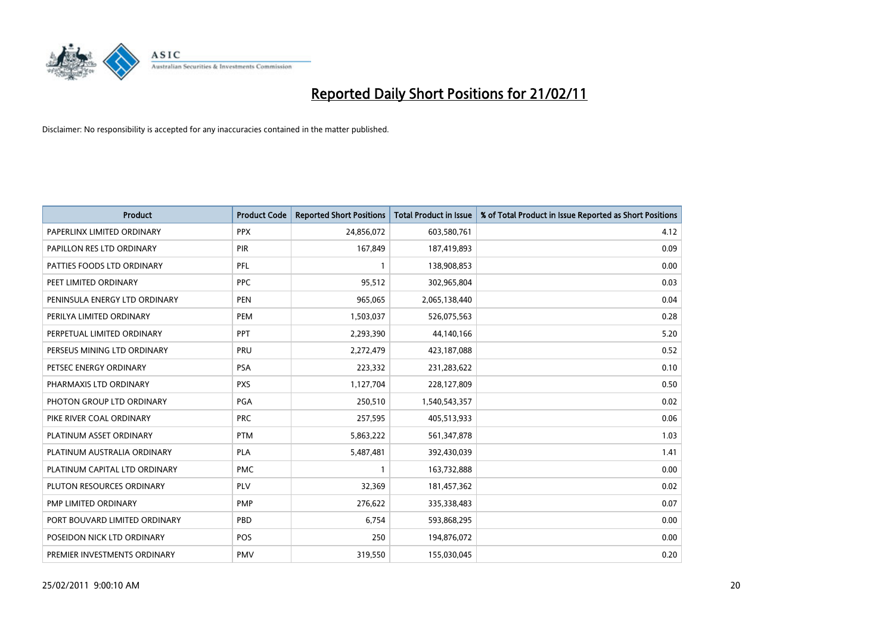# Reported Daily Short Positions for 21/02/11

Disclaimer: No responsibility is accepted for any inaccuracies contained in the matter published.

| Product | Product Code | Reported Short Positions | Total Product in Issue | % of Total Product in Issue Reported as Short Positions |
|---|---|---|---|---|
| PAPERLINX LIMITED ORDINARY | PPX | 24,856,072 | 603,580,761 | 4.12 |
| PAPILLON RES LTD ORDINARY | PIR | 167,849 | 187,419,893 | 0.09 |
| PATTIES FOODS LTD ORDINARY | PFL | 1 | 138,908,853 | 0.00 |
| PEET LIMITED ORDINARY | PPC | 95,512 | 302,965,804 | 0.03 |
| PENINSULA ENERGY LTD ORDINARY | PEN | 965,065 | 2,065,138,440 | 0.04 |
| PERILYA LIMITED ORDINARY | PEM | 1,503,037 | 526,075,563 | 0.28 |
| PERPETUAL LIMITED ORDINARY | PPT | 2,293,390 | 44,140,166 | 5.20 |
| PERSEUS MINING LTD ORDINARY | PRU | 2,272,479 | 423,187,088 | 0.52 |
| PETSEC ENERGY ORDINARY | PSA | 223,332 | 231,283,622 | 0.10 |
| PHARMAXIS LTD ORDINARY | PXS | 1,127,704 | 228,127,809 | 0.50 |
| PHOTON GROUP LTD ORDINARY | PGA | 250,510 | 1,540,543,357 | 0.02 |
| PIKE RIVER COAL ORDINARY | PRC | 257,595 | 405,513,933 | 0.06 |
| PLATINUM ASSET ORDINARY | PTM | 5,863,222 | 561,347,878 | 1.03 |
| PLATINUM AUSTRALIA ORDINARY | PLA | 5,487,481 | 392,430,039 | 1.41 |
| PLATINUM CAPITAL LTD ORDINARY | PMC | 1 | 163,732,888 | 0.00 |
| PLUTON RESOURCES ORDINARY | PLV | 32,369 | 181,457,362 | 0.02 |
| PMP LIMITED ORDINARY | PMP | 276,622 | 335,338,483 | 0.07 |
| PORT BOUVARD LIMITED ORDINARY | PBD | 6,754 | 593,868,295 | 0.00 |
| POSEIDON NICK LTD ORDINARY | POS | 250 | 194,876,072 | 0.00 |
| PREMIER INVESTMENTS ORDINARY | PMV | 319,550 | 155,030,045 | 0.20 |

25/02/2011 9:00:10 AM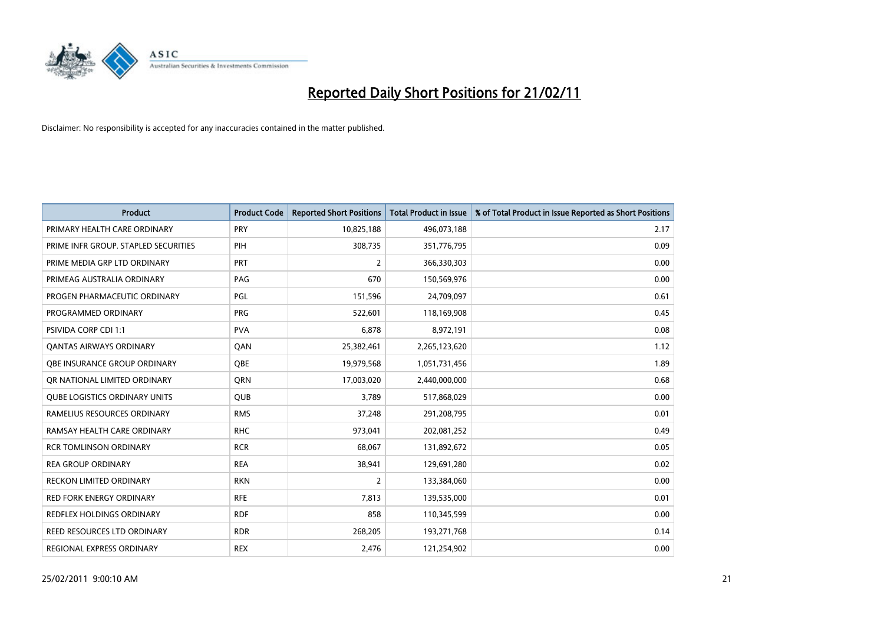# Reported Daily Short Positions for 21/02/11

Disclaimer: No responsibility is accepted for any inaccuracies contained in the matter published.

| Product | Product Code | Reported Short Positions | Total Product in Issue | % of Total Product in Issue Reported as Short Positions |
|---|---|---|---|---|
| PRIMARY HEALTH CARE ORDINARY | PRY | 10,825,188 | 496,073,188 | 2.17 |
| PRIME INFR GROUP. STAPLED SECURITIES | PIH | 308,735 | 351,776,795 | 0.09 |
| PRIME MEDIA GRP LTD ORDINARY | PRT | 2 | 366,330,303 | 0.00 |
| PRIMEAG AUSTRALIA ORDINARY | PAG | 670 | 150,569,976 | 0.00 |
| PROGEN PHARMACEUTIC ORDINARY | PGL | 151,596 | 24,709,097 | 0.61 |
| PROGRAMMED ORDINARY | PRG | 522,601 | 118,169,908 | 0.45 |
| PSIVIDA CORP CDI 1:1 | PVA | 6,878 | 8,972,191 | 0.08 |
| QANTAS AIRWAYS ORDINARY | QAN | 25,382,461 | 2,265,123,620 | 1.12 |
| QBE INSURANCE GROUP ORDINARY | QBE | 19,979,568 | 1,051,731,456 | 1.89 |
| QR NATIONAL LIMITED ORDINARY | QRN | 17,003,020 | 2,440,000,000 | 0.68 |
| QUBE LOGISTICS ORDINARY UNITS | QUB | 3,789 | 517,868,029 | 0.00 |
| RAMELIUS RESOURCES ORDINARY | RMS | 37,248 | 291,208,795 | 0.01 |
| RAMSAY HEALTH CARE ORDINARY | RHC | 973,041 | 202,081,252 | 0.49 |
| RCR TOMLINSON ORDINARY | RCR | 68,067 | 131,892,672 | 0.05 |
| REA GROUP ORDINARY | REA | 38,941 | 129,691,280 | 0.02 |
| RECKON LIMITED ORDINARY | RKN | 2 | 133,384,060 | 0.00 |
| RED FORK ENERGY ORDINARY | RFE | 7,813 | 139,535,000 | 0.01 |
| REDFLEX HOLDINGS ORDINARY | RDF | 858 | 110,345,599 | 0.00 |
| REED RESOURCES LTD ORDINARY | RDR | 268,205 | 193,271,768 | 0.14 |
| REGIONAL EXPRESS ORDINARY | REX | 2,476 | 121,254,902 | 0.00 |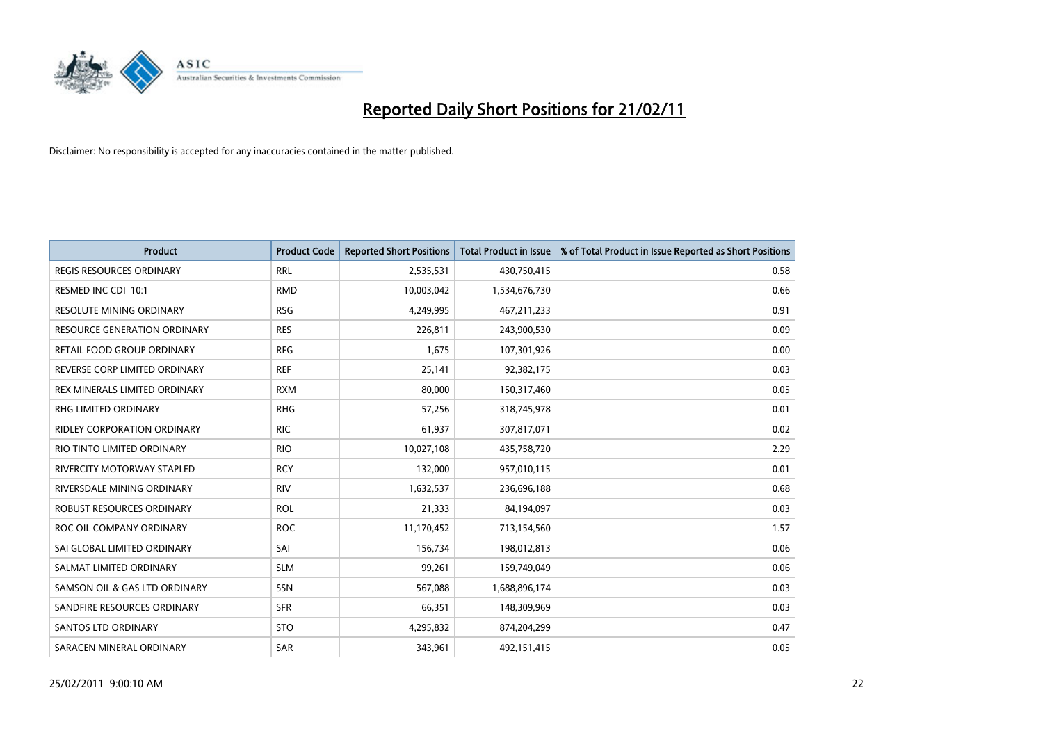# Reported Daily Short Positions for 21/02/11

Disclaimer: No responsibility is accepted for any inaccuracies contained in the matter published.

| Product | Product Code | Reported Short Positions | Total Product in Issue | % of Total Product in Issue Reported as Short Positions |
|---|---|---|---|---|
| REGIS RESOURCES ORDINARY | RRL | 2,535,531 | 430,750,415 | 0.58 |
| RESMED INC CDI 10:1 | RMD | 10,003,042 | 1,534,676,730 | 0.66 |
| RESOLUTE MINING ORDINARY | RSG | 4,249,995 | 467,211,233 | 0.91 |
| RESOURCE GENERATION ORDINARY | RES | 226,811 | 243,900,530 | 0.09 |
| RETAIL FOOD GROUP ORDINARY | RFG | 1,675 | 107,301,926 | 0.00 |
| REVERSE CORP LIMITED ORDINARY | REF | 25,141 | 92,382,175 | 0.03 |
| REX MINERALS LIMITED ORDINARY | RXM | 80,000 | 150,317,460 | 0.05 |
| RHG LIMITED ORDINARY | RHG | 57,256 | 318,745,978 | 0.01 |
| RIDLEY CORPORATION ORDINARY | RIC | 61,937 | 307,817,071 | 0.02 |
| RIO TINTO LIMITED ORDINARY | RIO | 10,027,108 | 435,758,720 | 2.29 |
| RIVERCITY MOTORWAY STAPLED | RCY | 132,000 | 957,010,115 | 0.01 |
| RIVERSDALE MINING ORDINARY | RIV | 1,632,537 | 236,696,188 | 0.68 |
| ROBUST RESOURCES ORDINARY | ROL | 21,333 | 84,194,097 | 0.03 |
| ROC OIL COMPANY ORDINARY | ROC | 11,170,452 | 713,154,560 | 1.57 |
| SAI GLOBAL LIMITED ORDINARY | SAI | 156,734 | 198,012,813 | 0.06 |
| SALMAT LIMITED ORDINARY | SLM | 99,261 | 159,749,049 | 0.06 |
| SAMSON OIL & GAS LTD ORDINARY | SSN | 567,088 | 1,688,896,174 | 0.03 |
| SANDFIRE RESOURCES ORDINARY | SFR | 66,351 | 148,309,969 | 0.03 |
| SANTOS LTD ORDINARY | STO | 4,295,832 | 874,204,299 | 0.47 |
| SARACEN MINERAL ORDINARY | SAR | 343,961 | 492,151,415 | 0.05 |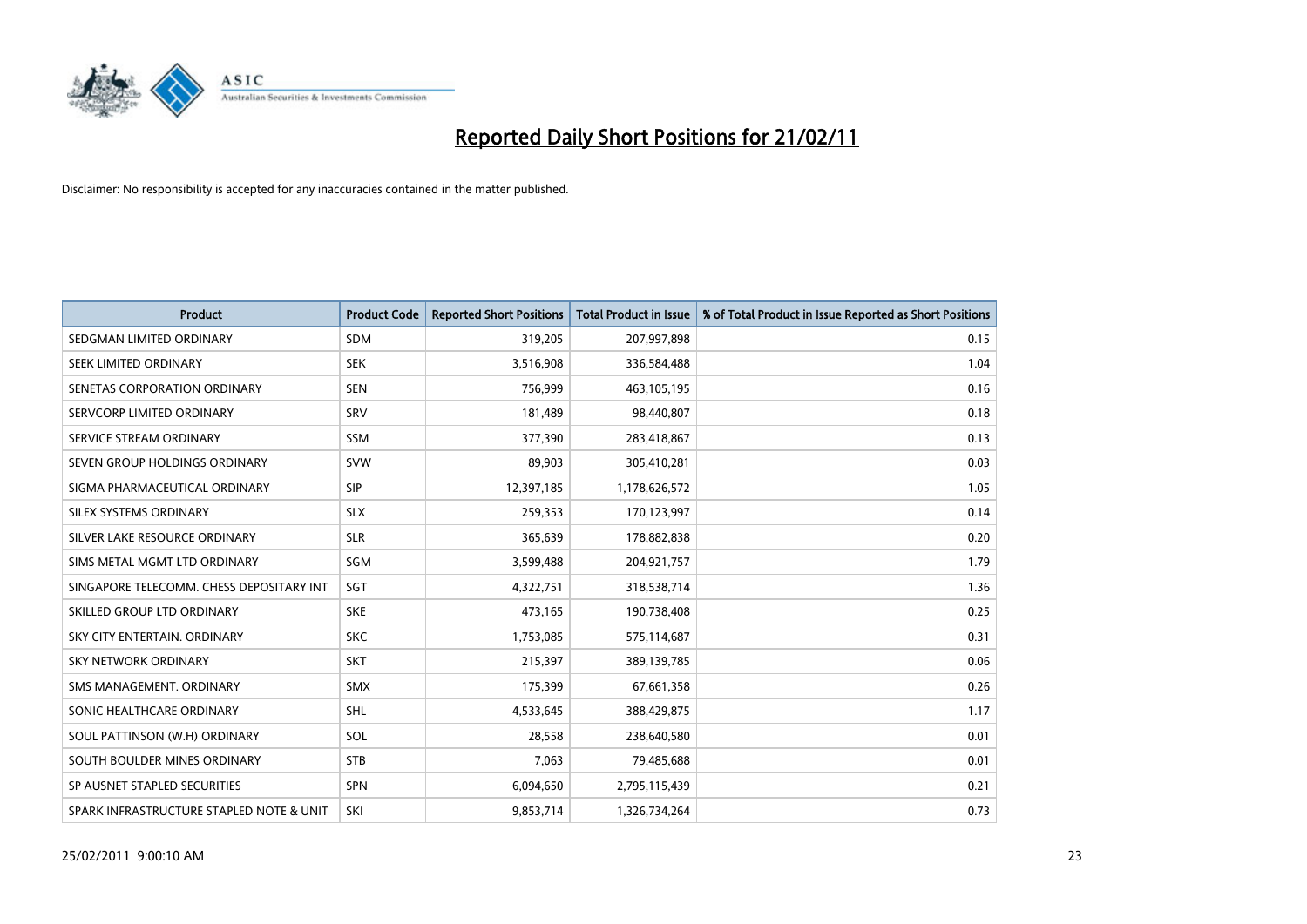# Reported Daily Short Positions for 21/02/11

Disclaimer: No responsibility is accepted for any inaccuracies contained in the matter published.

| Product | Product Code | Reported Short Positions | Total Product in Issue | % of Total Product in Issue Reported as Short Positions |
| --- | --- | --- | --- | --- |
| SEDGMAN LIMITED ORDINARY | SDM | 319,205 | 207,997,898 | 0.15 |
| SEEK LIMITED ORDINARY | SEK | 3,516,908 | 336,584,488 | 1.04 |
| SENETAS CORPORATION ORDINARY | SEN | 756,999 | 463,105,195 | 0.16 |
| SERVCORP LIMITED ORDINARY | SRV | 181,489 | 98,440,807 | 0.18 |
| SERVICE STREAM ORDINARY | SSM | 377,390 | 283,418,867 | 0.13 |
| SEVEN GROUP HOLDINGS ORDINARY | SVW | 89,903 | 305,410,281 | 0.03 |
| SIGMA PHARMACEUTICAL ORDINARY | SIP | 12,397,185 | 1,178,626,572 | 1.05 |
| SILEX SYSTEMS ORDINARY | SLX | 259,353 | 170,123,997 | 0.14 |
| SILVER LAKE RESOURCE ORDINARY | SLR | 365,639 | 178,882,838 | 0.20 |
| SIMS METAL MGMT LTD ORDINARY | SGM | 3,599,488 | 204,921,757 | 1.79 |
| SINGAPORE TELECOMM. CHESS DEPOSITARY INT | SGT | 4,322,751 | 318,538,714 | 1.36 |
| SKILLED GROUP LTD ORDINARY | SKE | 473,165 | 190,738,408 | 0.25 |
| SKY CITY ENTERTAIN. ORDINARY | SKC | 1,753,085 | 575,114,687 | 0.31 |
| SKY NETWORK ORDINARY | SKT | 215,397 | 389,139,785 | 0.06 |
| SMS MANAGEMENT. ORDINARY | SMX | 175,399 | 67,661,358 | 0.26 |
| SONIC HEALTHCARE ORDINARY | SHL | 4,533,645 | 388,429,875 | 1.17 |
| SOUL PATTINSON (W.H) ORDINARY | SOL | 28,558 | 238,640,580 | 0.01 |
| SOUTH BOULDER MINES ORDINARY | STB | 7,063 | 79,485,688 | 0.01 |
| SP AUSNET STAPLED SECURITIES | SPN | 6,094,650 | 2,795,115,439 | 0.21 |
| SPARK INFRASTRUCTURE STAPLED NOTE & UNIT | SKI | 9,853,714 | 1,326,734,264 | 0.73 |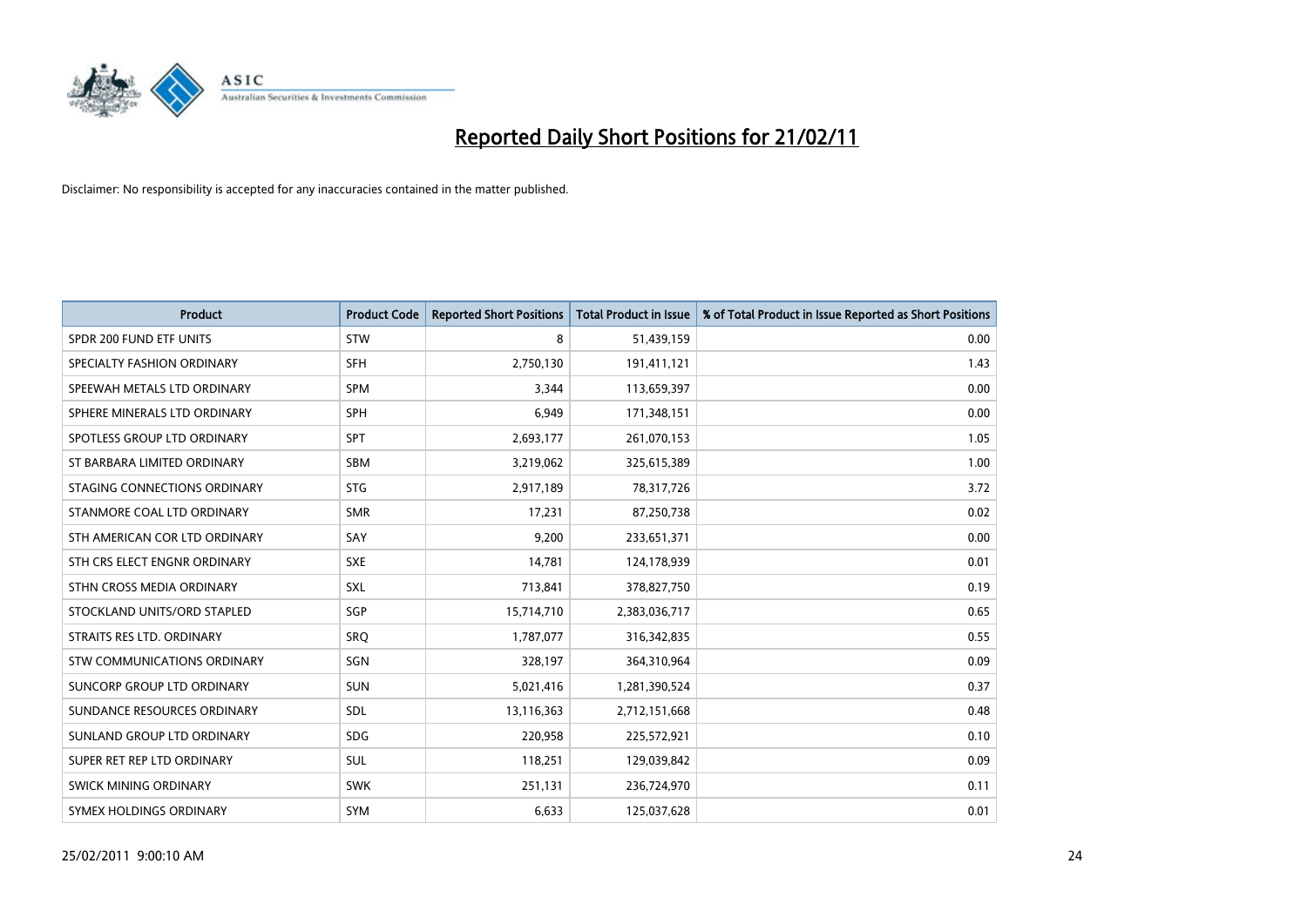# Reported Daily Short Positions for 21/02/11

Disclaimer: No responsibility is accepted for any inaccuracies contained in the matter published.

| Product | Product Code | Reported Short Positions | Total Product in Issue | % of Total Product in Issue Reported as Short Positions |
|---|---|---|---|---|
| SPDR 200 FUND ETF UNITS | STW | 8 | 51,439,159 | 0.00 |
| SPECIALTY FASHION ORDINARY | SFH | 2,750,130 | 191,411,121 | 1.43 |
| SPEEWAH METALS LTD ORDINARY | SPM | 3,344 | 113,659,397 | 0.00 |
| SPHERE MINERALS LTD ORDINARY | SPH | 6,949 | 171,348,151 | 0.00 |
| SPOTLESS GROUP LTD ORDINARY | SPT | 2,693,177 | 261,070,153 | 1.05 |
| ST BARBARA LIMITED ORDINARY | SBM | 3,219,062 | 325,615,389 | 1.00 |
| STAGING CONNECTIONS ORDINARY | STG | 2,917,189 | 78,317,726 | 3.72 |
| STANMORE COAL LTD ORDINARY | SMR | 17,231 | 87,250,738 | 0.02 |
| STH AMERICAN COR LTD ORDINARY | SAY | 9,200 | 233,651,371 | 0.00 |
| STH CRS ELECT ENGNR ORDINARY | SXE | 14,781 | 124,178,939 | 0.01 |
| STHN CROSS MEDIA ORDINARY | SXL | 713,841 | 378,827,750 | 0.19 |
| STOCKLAND UNITS/ORD STAPLED | SGP | 15,714,710 | 2,383,036,717 | 0.65 |
| STRAITS RES LTD. ORDINARY | SRQ | 1,787,077 | 316,342,835 | 0.55 |
| STW COMMUNICATIONS ORDINARY | SGN | 328,197 | 364,310,964 | 0.09 |
| SUNCORP GROUP LTD ORDINARY | SUN | 5,021,416 | 1,281,390,524 | 0.37 |
| SUNDANCE RESOURCES ORDINARY | SDL | 13,116,363 | 2,712,151,668 | 0.48 |
| SUNLAND GROUP LTD ORDINARY | SDG | 220,958 | 225,572,921 | 0.10 |
| SUPER RET REP LTD ORDINARY | SUL | 118,251 | 129,039,842 | 0.09 |
| SWICK MINING ORDINARY | SWK | 251,131 | 236,724,970 | 0.11 |
| SYMEX HOLDINGS ORDINARY | SYM | 6,633 | 125,037,628 | 0.01 |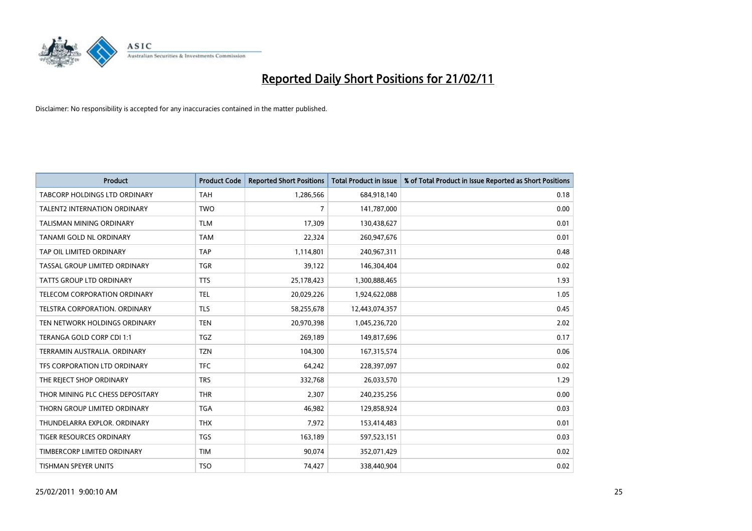# Reported Daily Short Positions for 21/02/11

Disclaimer: No responsibility is accepted for any inaccuracies contained in the matter published.

| Product | Product Code | Reported Short Positions | Total Product in Issue | % of Total Product in Issue Reported as Short Positions |
|---|---|---|---|---|
| TABCORP HOLDINGS LTD ORDINARY | TAH | 1,286,566 | 684,918,140 | 0.18 |
| TALENT2 INTERNATION ORDINARY | TWO | 7 | 141,787,000 | 0.00 |
| TALISMAN MINING ORDINARY | TLM | 17,309 | 130,438,627 | 0.01 |
| TANAMI GOLD NL ORDINARY | TAM | 22,324 | 260,947,676 | 0.01 |
| TAP OIL LIMITED ORDINARY | TAP | 1,114,801 | 240,967,311 | 0.48 |
| TASSAL GROUP LIMITED ORDINARY | TGR | 39,122 | 146,304,404 | 0.02 |
| TATTS GROUP LTD ORDINARY | TTS | 25,178,423 | 1,300,888,465 | 1.93 |
| TELECOM CORPORATION ORDINARY | TEL | 20,029,226 | 1,924,622,088 | 1.05 |
| TELSTRA CORPORATION. ORDINARY | TLS | 58,255,678 | 12,443,074,357 | 0.45 |
| TEN NETWORK HOLDINGS ORDINARY | TEN | 20,970,398 | 1,045,236,720 | 2.02 |
| TERANGA GOLD CORP CDI 1:1 | TGZ | 269,189 | 149,817,696 | 0.17 |
| TERRAMIN AUSTRALIA. ORDINARY | TZN | 104,300 | 167,315,574 | 0.06 |
| TFS CORPORATION LTD ORDINARY | TFC | 64,242 | 228,397,097 | 0.02 |
| THE REJECT SHOP ORDINARY | TRS | 332,768 | 26,033,570 | 1.29 |
| THOR MINING PLC CHESS DEPOSITARY | THR | 2,307 | 240,235,256 | 0.00 |
| THORN GROUP LIMITED ORDINARY | TGA | 46,982 | 129,858,924 | 0.03 |
| THUNDELARRA EXPLOR. ORDINARY | THX | 7,972 | 153,414,483 | 0.01 |
| TIGER RESOURCES ORDINARY | TGS | 163,189 | 597,523,151 | 0.03 |
| TIMBERCORP LIMITED ORDINARY | TIM | 90,074 | 352,071,429 | 0.02 |
| TISHMAN SPEYER UNITS | TSO | 74,427 | 338,440,904 | 0.02 |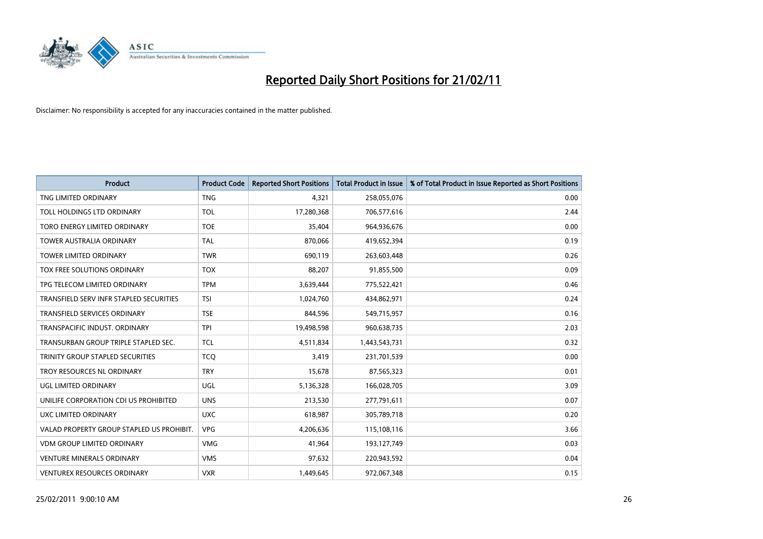# Reported Daily Short Positions for 21/02/11

Disclaimer: No responsibility is accepted for any inaccuracies contained in the matter published.

| Product | Product Code | Reported Short Positions | Total Product in Issue | % of Total Product in Issue Reported as Short Positions |
|---|---|---|---|---|
| TNG LIMITED ORDINARY | TNG | 4,321 | 258,055,076 | 0.00 |
| TOLL HOLDINGS LTD ORDINARY | TOL | 17,280,368 | 706,577,616 | 2.44 |
| TORO ENERGY LIMITED ORDINARY | TOE | 35,404 | 964,936,676 | 0.00 |
| TOWER AUSTRALIA ORDINARY | TAL | 870,066 | 419,652,394 | 0.19 |
| TOWER LIMITED ORDINARY | TWR | 690,119 | 263,603,448 | 0.26 |
| TOX FREE SOLUTIONS ORDINARY | TOX | 88,207 | 91,855,500 | 0.09 |
| TPG TELECOM LIMITED ORDINARY | TPM | 3,639,444 | 775,522,421 | 0.46 |
| TRANSFIELD SERV INFR STAPLED SECURITIES | TSI | 1,024,760 | 434,862,971 | 0.24 |
| TRANSFIELD SERVICES ORDINARY | TSE | 844,596 | 549,715,957 | 0.16 |
| TRANSPACIFIC INDUST. ORDINARY | TPI | 19,498,598 | 960,638,735 | 2.03 |
| TRANSURBAN GROUP TRIPLE STAPLED SEC. | TCL | 4,511,834 | 1,443,543,731 | 0.32 |
| TRINITY GROUP STAPLED SECURITIES | TCQ | 3,419 | 231,701,539 | 0.00 |
| TROY RESOURCES NL ORDINARY | TRY | 15,678 | 87,565,323 | 0.01 |
| UGL LIMITED ORDINARY | UGL | 5,136,328 | 166,028,705 | 3.09 |
| UNILIFE CORPORATION CDI US PROHIBITED | UNS | 213,530 | 277,791,611 | 0.07 |
| UXC LIMITED ORDINARY | UXC | 618,987 | 305,789,718 | 0.20 |
| VALAD PROPERTY GROUP STAPLED US PROHIBIT. | VPG | 4,206,636 | 115,108,116 | 3.66 |
| VDM GROUP LIMITED ORDINARY | VMG | 41,964 | 193,127,749 | 0.03 |
| VENTURE MINERALS ORDINARY | VMS | 97,632 | 220,943,592 | 0.04 |
| VENTUREX RESOURCES ORDINARY | VXR | 1,449,645 | 972,067,348 | 0.15 |

25/02/2011 9:00:10 AM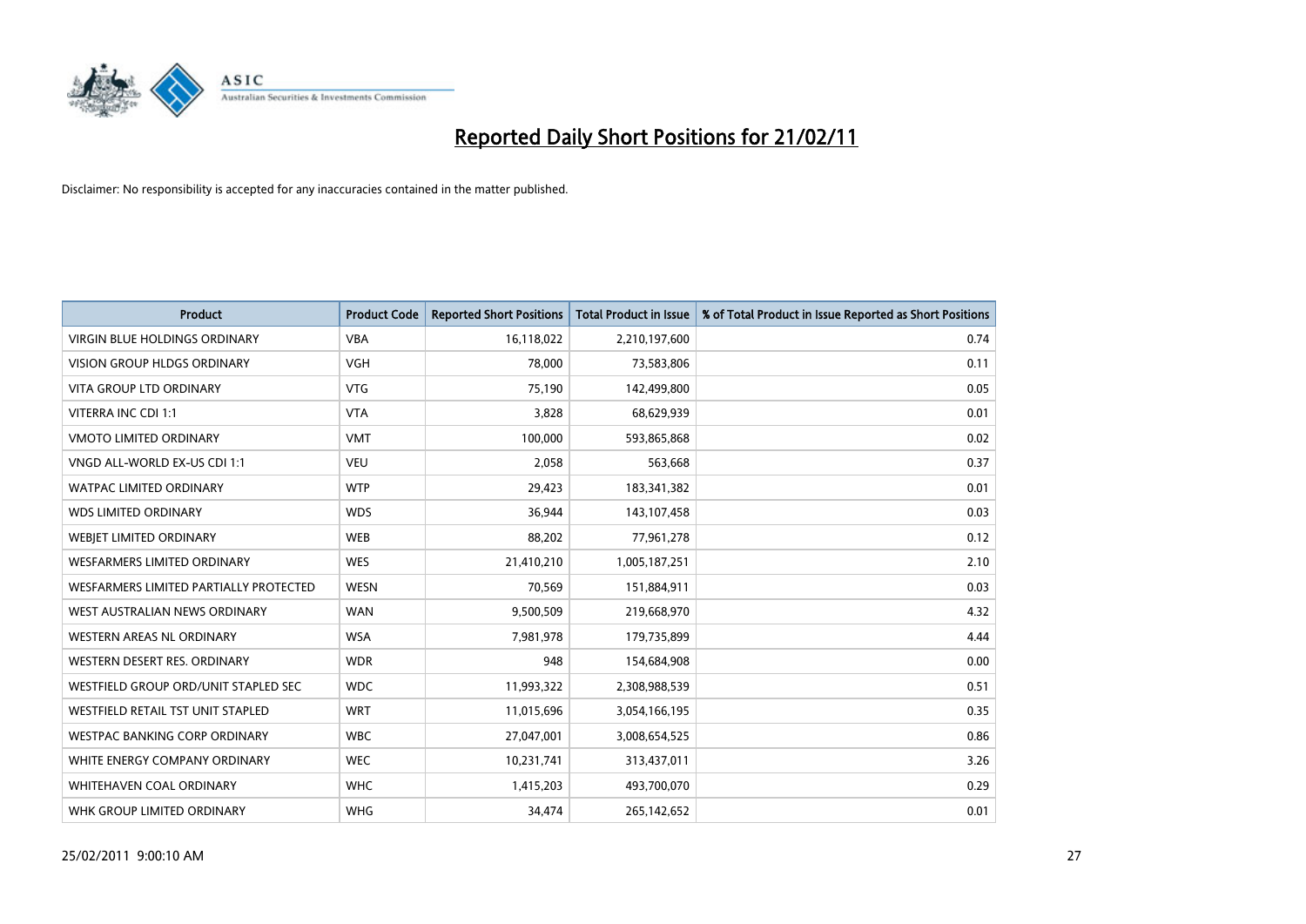# Reported Daily Short Positions for 21/02/11

Disclaimer: No responsibility is accepted for any inaccuracies contained in the matter published.

| Product | Product Code | Reported Short Positions | Total Product in Issue | % of Total Product in Issue Reported as Short Positions |
|---|---|---|---|---|
| VIRGIN BLUE HOLDINGS ORDINARY | VBA | 16,118,022 | 2,210,197,600 | 0.74 |
| VISION GROUP HLDGS ORDINARY | VGH | 78,000 | 73,583,806 | 0.11 |
| VITA GROUP LTD ORDINARY | VTG | 75,190 | 142,499,800 | 0.05 |
| VITERRA INC CDI 1:1 | VTA | 3,828 | 68,629,939 | 0.01 |
| VMOTO LIMITED ORDINARY | VMT | 100,000 | 593,865,868 | 0.02 |
| VNGD ALL-WORLD EX-US CDI 1:1 | VEU | 2,058 | 563,668 | 0.37 |
| WATPAC LIMITED ORDINARY | WTP | 29,423 | 183,341,382 | 0.01 |
| WDS LIMITED ORDINARY | WDS | 36,944 | 143,107,458 | 0.03 |
| WEBJET LIMITED ORDINARY | WEB | 88,202 | 77,961,278 | 0.12 |
| WESFARMERS LIMITED ORDINARY | WES | 21,410,210 | 1,005,187,251 | 2.10 |
| WESFARMERS LIMITED PARTIALLY PROTECTED | WESN | 70,569 | 151,884,911 | 0.03 |
| WEST AUSTRALIAN NEWS ORDINARY | WAN | 9,500,509 | 219,668,970 | 4.32 |
| WESTERN AREAS NL ORDINARY | WSA | 7,981,978 | 179,735,899 | 4.44 |
| WESTERN DESERT RES. ORDINARY | WDR | 948 | 154,684,908 | 0.00 |
| WESTFIELD GROUP ORD/UNIT STAPLED SEC | WDC | 11,993,322 | 2,308,988,539 | 0.51 |
| WESTFIELD RETAIL TST UNIT STAPLED | WRT | 11,015,696 | 3,054,166,195 | 0.35 |
| WESTPAC BANKING CORP ORDINARY | WBC | 27,047,001 | 3,008,654,525 | 0.86 |
| WHITE ENERGY COMPANY ORDINARY | WEC | 10,231,741 | 313,437,011 | 3.26 |
| WHITEHAVEN COAL ORDINARY | WHC | 1,415,203 | 493,700,070 | 0.29 |
| WHK GROUP LIMITED ORDINARY | WHG | 34,474 | 265,142,652 | 0.01 |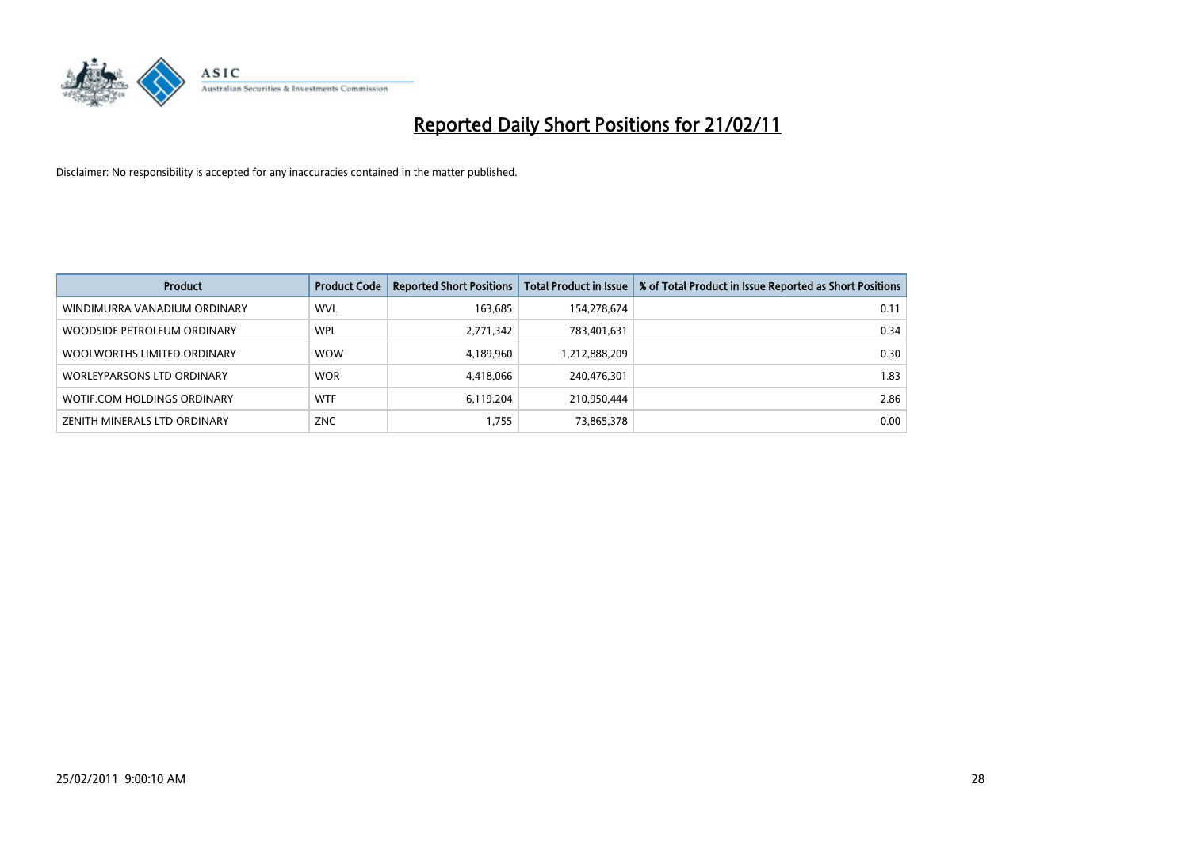# Reported Daily Short Positions for 21/02/11

Disclaimer: No responsibility is accepted for any inaccuracies contained in the matter published.

| Product | Product Code | Reported Short Positions | Total Product in Issue | % of Total Product in Issue Reported as Short Positions |
|---|---|---|---|---|
| WINDIMURRA VANADIUM ORDINARY | WVL | 163,685 | 154,278,674 | 0.11 |
| WOODSIDE PETROLEUM ORDINARY | WPL | 2,771,342 | 783,401,631 | 0.34 |
| WOOLWORTHS LIMITED ORDINARY | WOW | 4,189,960 | 1,212,888,209 | 0.30 |
| WORLEYPARSONS LTD ORDINARY | WOR | 4,418,066 | 240,476,301 | 1.83 |
| WOTIF.COM HOLDINGS ORDINARY | WTF | 6,119,204 | 210,950,444 | 2.86 |
| ZENITH MINERALS LTD ORDINARY | ZNC | 1,755 | 73,865,378 | 0.00 |

25/02/2011 9:00:10 AM